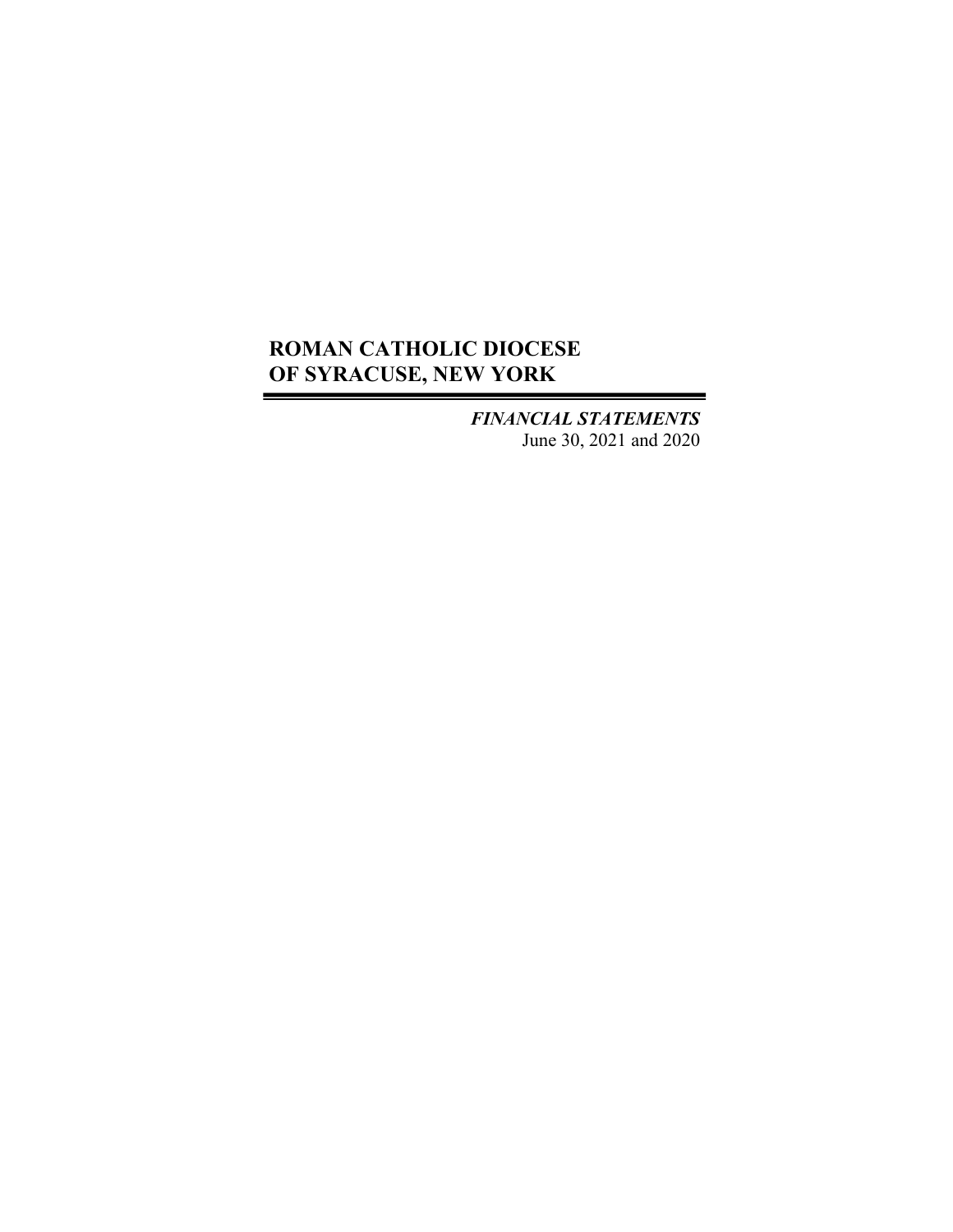# ROMAN CATHOLIC DIOCESE OF SYRACUSE, NEW YORK

***FINANCIAL STATEMENTS***

June 30, 2021 and 2020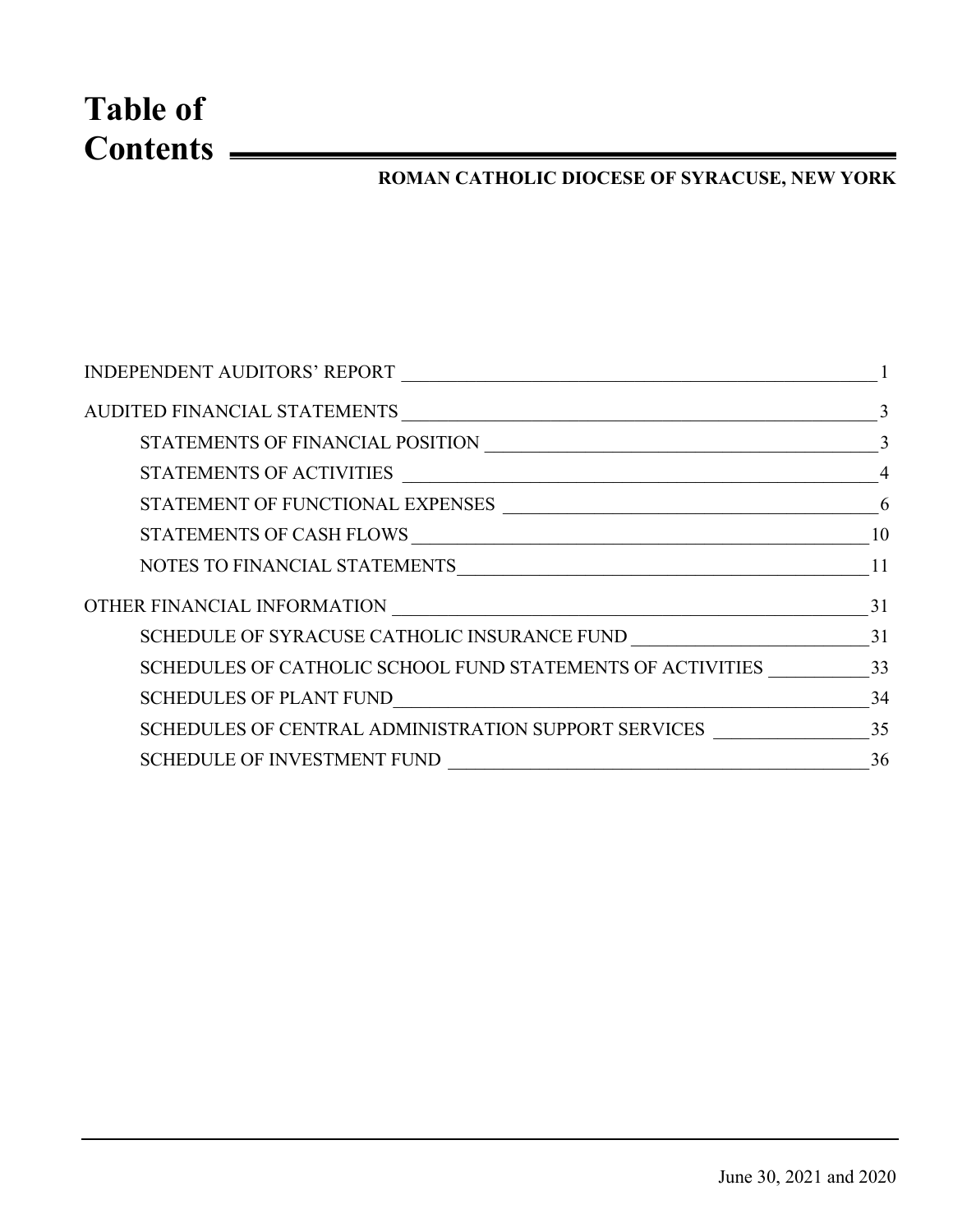# Table of Contents

**ROMAN CATHOLIC DIOCESE OF SYRACUSE, NEW YORK**

| | |
|---|---|
| INDEPENDENT AUDITORS' REPORT | 1 |
| AUDITED FINANCIAL STATEMENTS | 3 |
| STATEMENTS OF FINANCIAL POSITION | 3 |
| STATEMENTS OF ACTIVITIES | 4 |
| STATEMENT OF FUNCTIONAL EXPENSES | 6 |
| STATEMENTS OF CASH FLOWS | 10 |
| NOTES TO FINANCIAL STATEMENTS | 11 |
| OTHER FINANCIAL INFORMATION | 31 |
| SCHEDULE OF SYRACUSE CATHOLIC INSURANCE FUND | 31 |
| SCHEDULES OF CATHOLIC SCHOOL FUND STATEMENTS OF ACTIVITIES | 33 |
| SCHEDULES OF PLANT FUND | 34 |
| SCHEDULES OF CENTRAL ADMINISTRATION SUPPORT SERVICES | 35 |
| SCHEDULE OF INVESTMENT FUND | 36 |

June 30, 2021 and 2020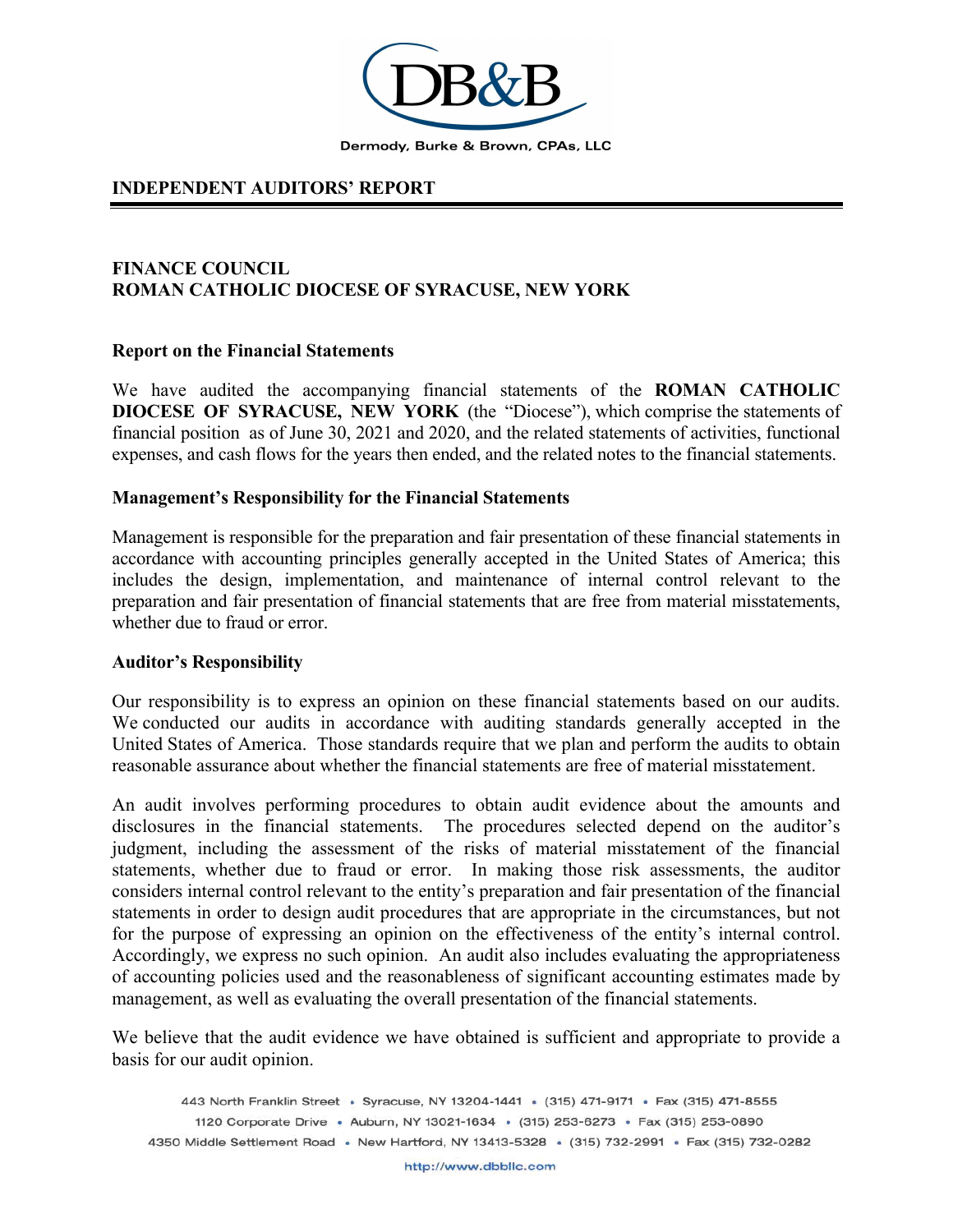Dermody, Burke & Brown, CPAs, LLC

## INDEPENDENT AUDITORS' REPORT

**FINANCE COUNCIL**
**ROMAN CATHOLIC DIOCESE OF SYRACUSE, NEW YORK**

### Report on the Financial Statements

We have audited the accompanying financial statements of the **ROMAN CATHOLIC DIOCESE OF SYRACUSE, NEW YORK** (the "Diocese"), which comprise the statements of financial position as of June 30, 2021 and 2020, and the related statements of activities, functional expenses, and cash flows for the years then ended, and the related notes to the financial statements.

### Management's Responsibility for the Financial Statements

Management is responsible for the preparation and fair presentation of these financial statements in accordance with accounting principles generally accepted in the United States of America; this includes the design, implementation, and maintenance of internal control relevant to the preparation and fair presentation of financial statements that are free from material misstatements, whether due to fraud or error.

### Auditor's Responsibility

Our responsibility is to express an opinion on these financial statements based on our audits. We conducted our audits in accordance with auditing standards generally accepted in the United States of America. Those standards require that we plan and perform the audits to obtain reasonable assurance about whether the financial statements are free of material misstatement.

An audit involves performing procedures to obtain audit evidence about the amounts and disclosures in the financial statements. The procedures selected depend on the auditor's judgment, including the assessment of the risks of material misstatement of the financial statements, whether due to fraud or error. In making those risk assessments, the auditor considers internal control relevant to the entity's preparation and fair presentation of the financial statements in order to design audit procedures that are appropriate in the circumstances, but not for the purpose of expressing an opinion on the effectiveness of the entity's internal control. Accordingly, we express no such opinion. An audit also includes evaluating the appropriateness of accounting policies used and the reasonableness of significant accounting estimates made by management, as well as evaluating the overall presentation of the financial statements.

We believe that the audit evidence we have obtained is sufficient and appropriate to provide a basis for our audit opinion.

443 North Franklin Street • Syracuse, NY 13204-1441 • (315) 471-9171 • Fax (315) 471-8555
1120 Corporate Drive • Auburn, NY 13021-1634 • (315) 253-6273 • Fax (315) 253-0890
4350 Middle Settlement Road • New Hartford, NY 13413-5328 • (315) 732-2991 • Fax (315) 732-0282

http://www.dbbllc.com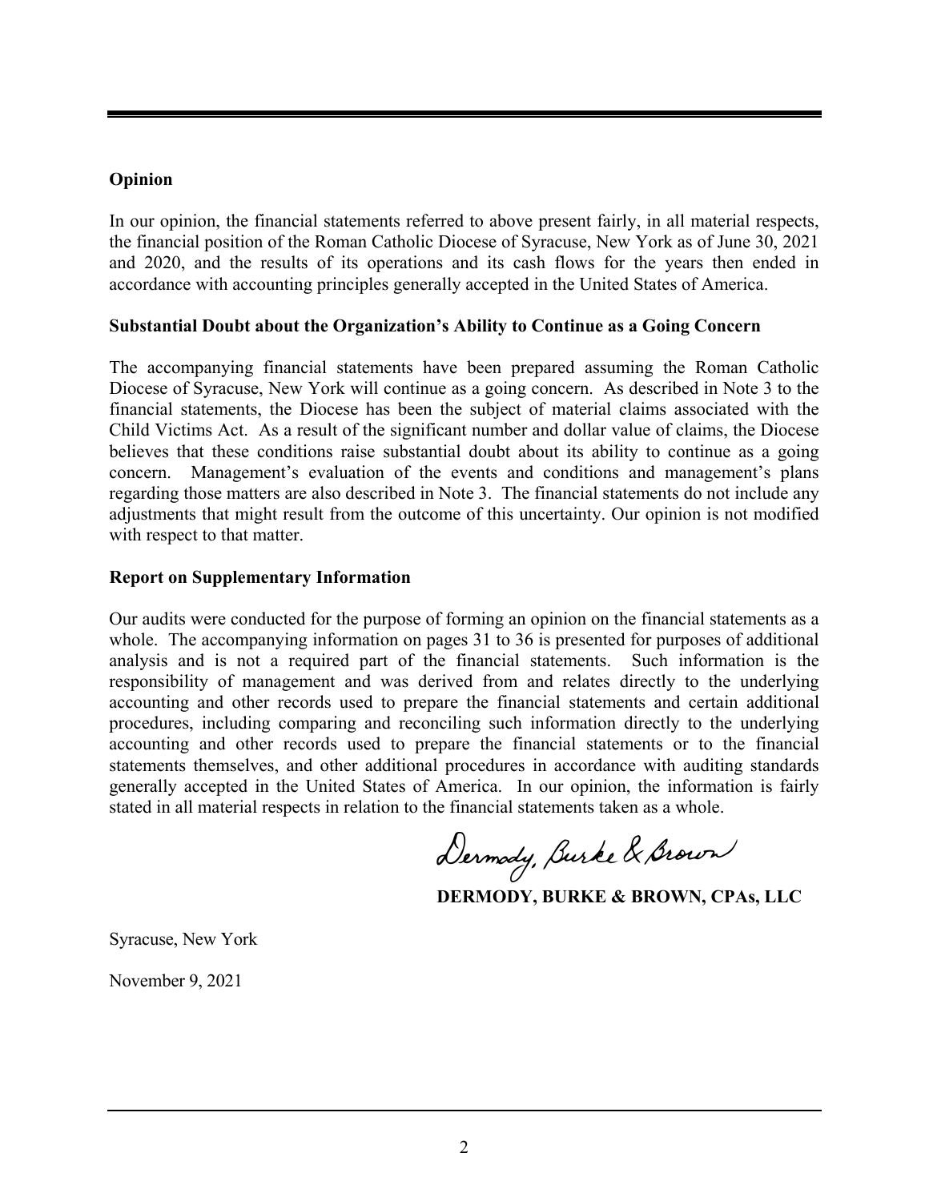## Opinion

In our opinion, the financial statements referred to above present fairly, in all material respects, the financial position of the Roman Catholic Diocese of Syracuse, New York as of June 30, 2021 and 2020, and the results of its operations and its cash flows for the years then ended in accordance with accounting principles generally accepted in the United States of America.

## Substantial Doubt about the Organization's Ability to Continue as a Going Concern

The accompanying financial statements have been prepared assuming the Roman Catholic Diocese of Syracuse, New York will continue as a going concern. As described in Note 3 to the financial statements, the Diocese has been the subject of material claims associated with the Child Victims Act. As a result of the significant number and dollar value of claims, the Diocese believes that these conditions raise substantial doubt about its ability to continue as a going concern. Management's evaluation of the events and conditions and management's plans regarding those matters are also described in Note 3. The financial statements do not include any adjustments that might result from the outcome of this uncertainty. Our opinion is not modified with respect to that matter.

## Report on Supplementary Information

Our audits were conducted for the purpose of forming an opinion on the financial statements as a whole. The accompanying information on pages 31 to 36 is presented for purposes of additional analysis and is not a required part of the financial statements. Such information is the responsibility of management and was derived from and relates directly to the underlying accounting and other records used to prepare the financial statements and certain additional procedures, including comparing and reconciling such information directly to the underlying accounting and other records used to prepare the financial statements or to the financial statements themselves, and other additional procedures in accordance with auditing standards generally accepted in the United States of America. In our opinion, the information is fairly stated in all material respects in relation to the financial statements taken as a whole.

Dermody, Burke & Brown

**DERMODY, BURKE & BROWN, CPAs, LLC**

Syracuse, New York

November 9, 2021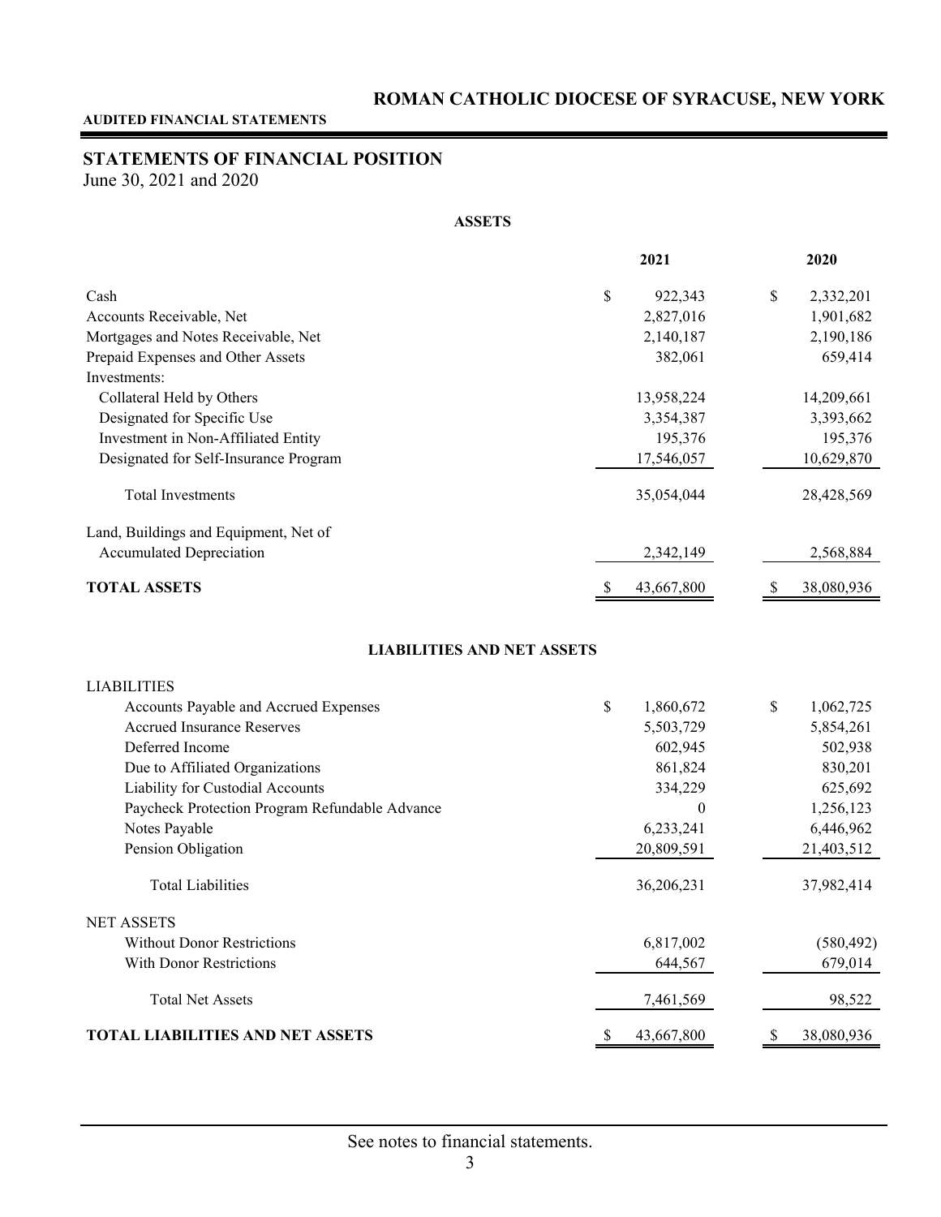**AUDITED FINANCIAL STATEMENTS**

# ROMAN CATHOLIC DIOCESE OF SYRACUSE, NEW YORK

## STATEMENTS OF FINANCIAL POSITION

June 30, 2021 and 2020

### ASSETS

| | 2021 | 2020 |
|---|---|---|
| Cash | $ 922,343 | $ 2,332,201 |
| Accounts Receivable, Net | 2,827,016 | 1,901,682 |
| Mortgages and Notes Receivable, Net | 2,140,187 | 2,190,186 |
| Prepaid Expenses and Other Assets | 382,061 | 659,414 |
| Investments: | | |
| Collateral Held by Others | 13,958,224 | 14,209,661 |
| Designated for Specific Use | 3,354,387 | 3,393,662 |
| Investment in Non-Affiliated Entity | 195,376 | 195,376 |
| Designated for Self-Insurance Program | 17,546,057 | 10,629,870 |
| Total Investments | 35,054,044 | 28,428,569 |
| Land, Buildings and Equipment, Net of Accumulated Depreciation | 2,342,149 | 2,568,884 |
| **TOTAL ASSETS** | $ 43,667,800 | $ 38,080,936 |

### LIABILITIES AND NET ASSETS

| | 2021 | 2020 |
|---|---|---|
| LIABILITIES | | |
| Accounts Payable and Accrued Expenses | $ 1,860,672 | $ 1,062,725 |
| Accrued Insurance Reserves | 5,503,729 | 5,854,261 |
| Deferred Income | 602,945 | 502,938 |
| Due to Affiliated Organizations | 861,824 | 830,201 |
| Liability for Custodial Accounts | 334,229 | 625,692 |
| Paycheck Protection Program Refundable Advance | 0 | 1,256,123 |
| Notes Payable | 6,233,241 | 6,446,962 |
| Pension Obligation | 20,809,591 | 21,403,512 |
| Total Liabilities | 36,206,231 | 37,982,414 |
| NET ASSETS | | |
| Without Donor Restrictions | 6,817,002 | (580,492) |
| With Donor Restrictions | 644,567 | 679,014 |
| Total Net Assets | 7,461,569 | 98,522 |
| **TOTAL LIABILITIES AND NET ASSETS** | $ 43,667,800 | $ 38,080,936 |

See notes to financial statements.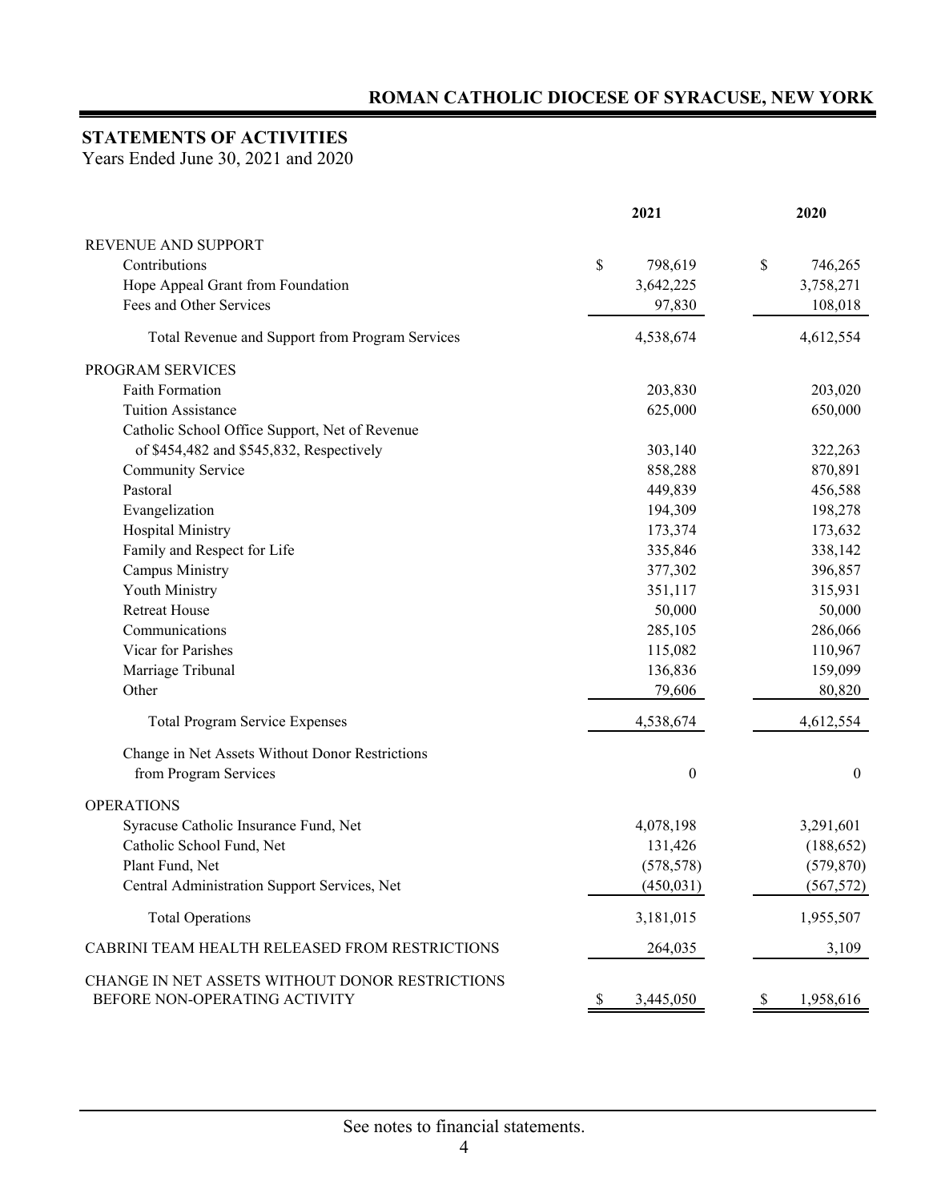# ROMAN CATHOLIC DIOCESE OF SYRACUSE, NEW YORK

## STATEMENTS OF ACTIVITIES

Years Ended June 30, 2021 and 2020

| | 2021 | 2020 |
|---|---|---|
| **REVENUE AND SUPPORT** | | |
| Contributions | $ 798,619 | $ 746,265 |
| Hope Appeal Grant from Foundation | 3,642,225 | 3,758,271 |
| Fees and Other Services | 97,830 | 108,018 |
| Total Revenue and Support from Program Services | 4,538,674 | 4,612,554 |
| **PROGRAM SERVICES** | | |
| Faith Formation | 203,830 | 203,020 |
| Tuition Assistance | 625,000 | 650,000 |
| Catholic School Office Support, Net of Revenue of $454,482 and $545,832, Respectively | 303,140 | 322,263 |
| Community Service | 858,288 | 870,891 |
| Pastoral | 449,839 | 456,588 |
| Evangelization | 194,309 | 198,278 |
| Hospital Ministry | 173,374 | 173,632 |
| Family and Respect for Life | 335,846 | 338,142 |
| Campus Ministry | 377,302 | 396,857 |
| Youth Ministry | 351,117 | 315,931 |
| Retreat House | 50,000 | 50,000 |
| Communications | 285,105 | 286,066 |
| Vicar for Parishes | 115,082 | 110,967 |
| Marriage Tribunal | 136,836 | 159,099 |
| Other | 79,606 | 80,820 |
| Total Program Service Expenses | 4,538,674 | 4,612,554 |
| Change in Net Assets Without Donor Restrictions from Program Services | 0 | 0 |
| **OPERATIONS** | | |
| Syracuse Catholic Insurance Fund, Net | 4,078,198 | 3,291,601 |
| Catholic School Fund, Net | 131,426 | (188,652) |
| Plant Fund, Net | (578,578) | (579,870) |
| Central Administration Support Services, Net | (450,031) | (567,572) |
| Total Operations | 3,181,015 | 1,955,507 |
| **CABRINI TEAM HEALTH RELEASED FROM RESTRICTIONS** | 264,035 | 3,109 |
| **CHANGE IN NET ASSETS WITHOUT DONOR RESTRICTIONS BEFORE NON-OPERATING ACTIVITY** | $ 3,445,050 | $ 1,958,616 |

See notes to financial statements.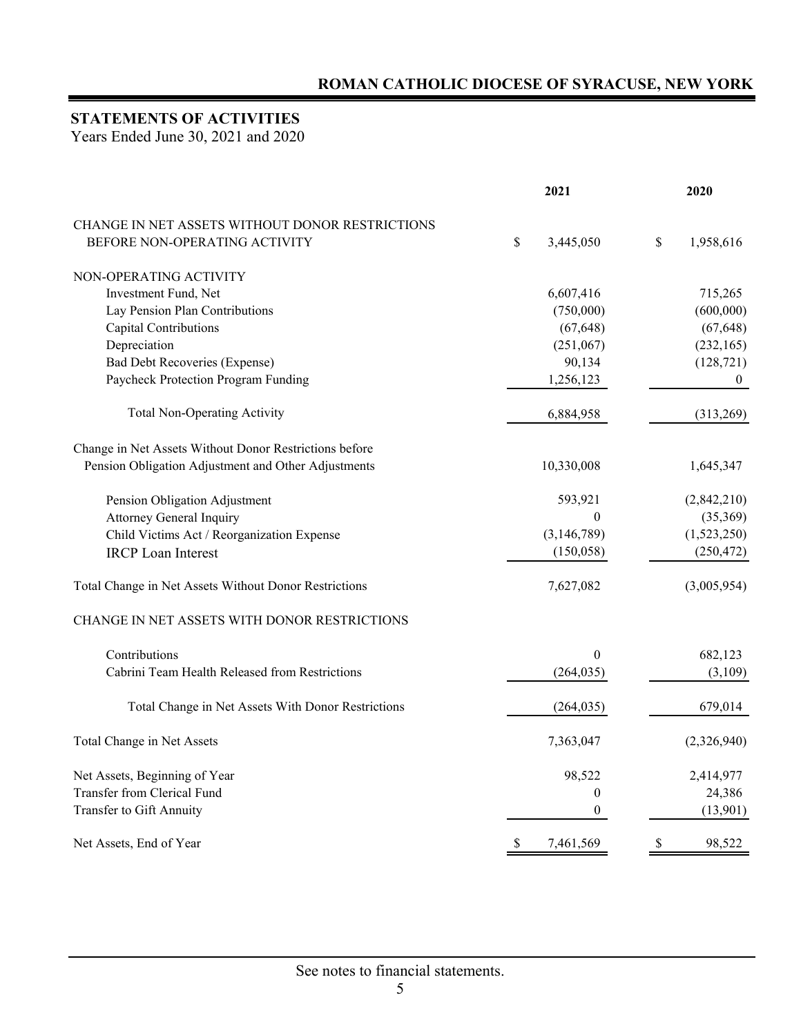**ROMAN CATHOLIC DIOCESE OF SYRACUSE, NEW YORK**

## STATEMENTS OF ACTIVITIES

Years Ended June 30, 2021 and 2020

| | 2021 | 2020 |
|---|---|---|
| CHANGE IN NET ASSETS WITHOUT DONOR RESTRICTIONS BEFORE NON-OPERATING ACTIVITY | $ 3,445,050 | $ 1,958,616 |
| NON-OPERATING ACTIVITY | | |
| Investment Fund, Net | 6,607,416 | 715,265 |
| Lay Pension Plan Contributions | (750,000) | (600,000) |
| Capital Contributions | (67,648) | (67,648) |
| Depreciation | (251,067) | (232,165) |
| Bad Debt Recoveries (Expense) | 90,134 | (128,721) |
| Paycheck Protection Program Funding | 1,256,123 | 0 |
| Total Non-Operating Activity | 6,884,958 | (313,269) |
| Change in Net Assets Without Donor Restrictions before Pension Obligation Adjustment and Other Adjustments | 10,330,008 | 1,645,347 |
| Pension Obligation Adjustment | 593,921 | (2,842,210) |
| Attorney General Inquiry | 0 | (35,369) |
| Child Victims Act / Reorganization Expense | (3,146,789) | (1,523,250) |
| IRCP Loan Interest | (150,058) | (250,472) |
| Total Change in Net Assets Without Donor Restrictions | 7,627,082 | (3,005,954) |
| CHANGE IN NET ASSETS WITH DONOR RESTRICTIONS | | |
| Contributions | 0 | 682,123 |
| Cabrini Team Health Released from Restrictions | (264,035) | (3,109) |
| Total Change in Net Assets With Donor Restrictions | (264,035) | 679,014 |
| Total Change in Net Assets | 7,363,047 | (2,326,940) |
| Net Assets, Beginning of Year | 98,522 | 2,414,977 |
| Transfer from Clerical Fund | 0 | 24,386 |
| Transfer to Gift Annuity | 0 | (13,901) |
| Net Assets, End of Year | $ 7,461,569 | $ 98,522 |

See notes to financial statements.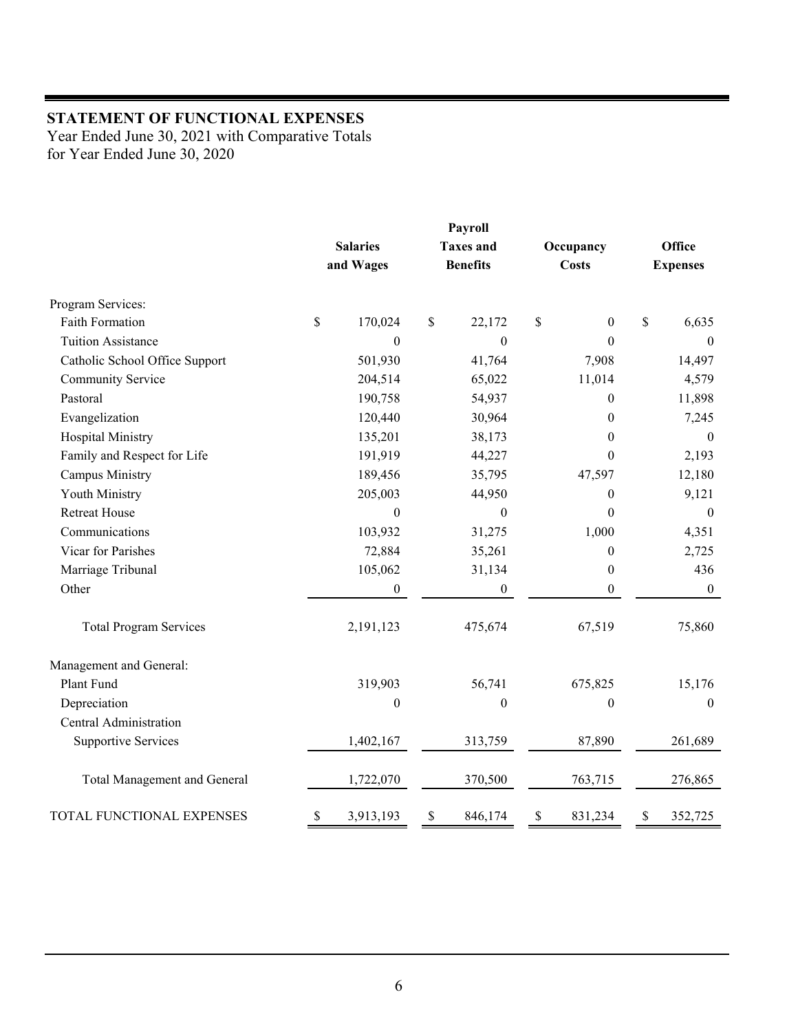## STATEMENT OF FUNCTIONAL EXPENSES

Year Ended June 30, 2021 with Comparative Totals
for Year Ended June 30, 2020

| | Salaries and Wages | Payroll Taxes and Benefits | Occupancy Costs | Office Expenses |
|---|---|---|---|---|
| Program Services: | | | | |
| Faith Formation | $ 170,024 | $ 22,172 | $ 0 | $ 6,635 |
| Tuition Assistance | 0 | 0 | 0 | 0 |
| Catholic School Office Support | 501,930 | 41,764 | 7,908 | 14,497 |
| Community Service | 204,514 | 65,022 | 11,014 | 4,579 |
| Pastoral | 190,758 | 54,937 | 0 | 11,898 |
| Evangelization | 120,440 | 30,964 | 0 | 7,245 |
| Hospital Ministry | 135,201 | 38,173 | 0 | 0 |
| Family and Respect for Life | 191,919 | 44,227 | 0 | 2,193 |
| Campus Ministry | 189,456 | 35,795 | 47,597 | 12,180 |
| Youth Ministry | 205,003 | 44,950 | 0 | 9,121 |
| Retreat House | 0 | 0 | 0 | 0 |
| Communications | 103,932 | 31,275 | 1,000 | 4,351 |
| Vicar for Parishes | 72,884 | 35,261 | 0 | 2,725 |
| Marriage Tribunal | 105,062 | 31,134 | 0 | 436 |
| Other | 0 | 0 | 0 | 0 |
| Total Program Services | 2,191,123 | 475,674 | 67,519 | 75,860 |
| Management and General: | | | | |
| Plant Fund | 319,903 | 56,741 | 675,825 | 15,176 |
| Depreciation | 0 | 0 | 0 | 0 |
| Central Administration Supportive Services | 1,402,167 | 313,759 | 87,890 | 261,689 |
| Total Management and General | 1,722,070 | 370,500 | 763,715 | 276,865 |
| TOTAL FUNCTIONAL EXPENSES | $ 3,913,193 | $ 846,174 | $ 831,234 | $ 352,725 |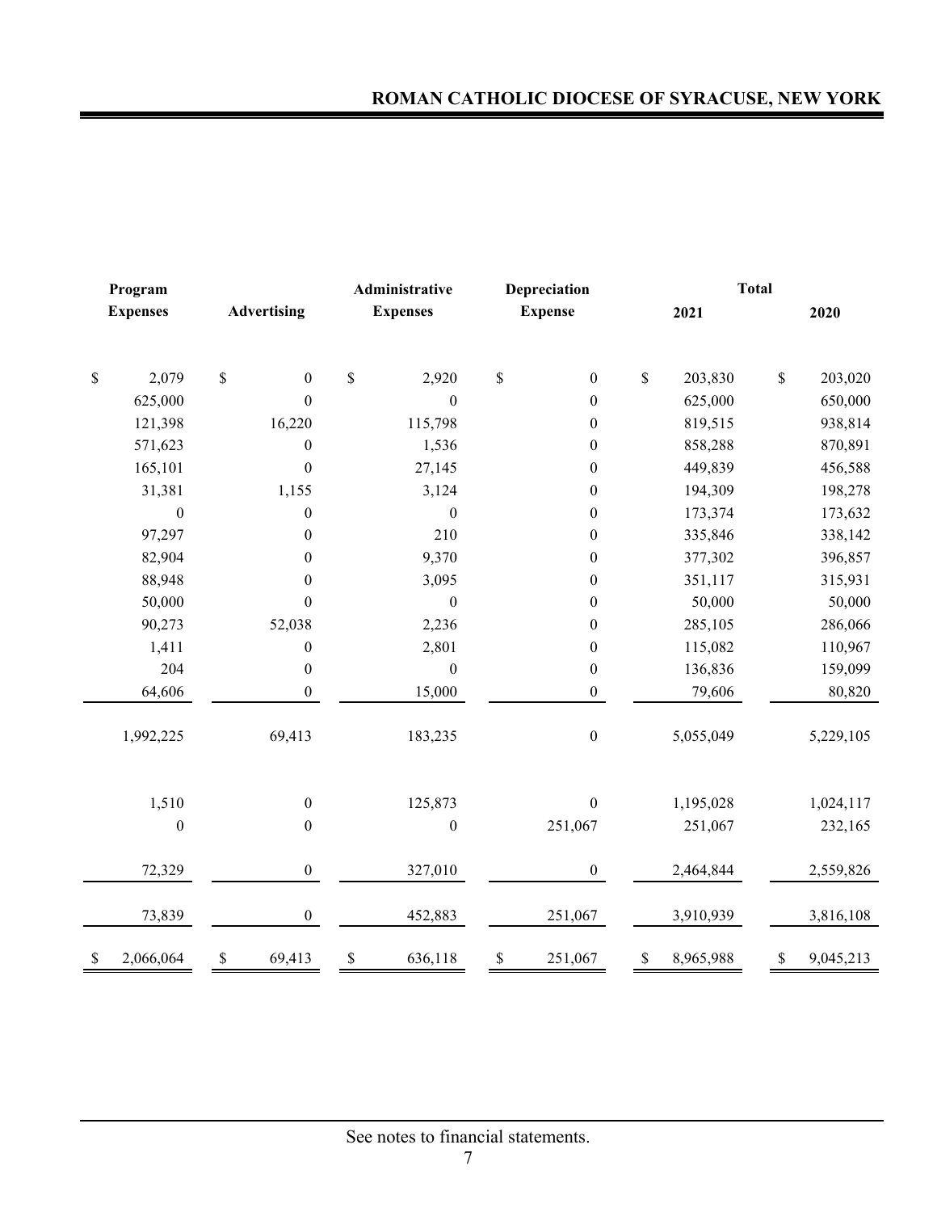| Program Expenses | Advertising | Administrative Expenses | Depreciation Expense | Total 2021 | Total 2020 |
|---|---|---|---|---|---|
| $ 2,079 | $ 0 | $ 2,920 | $ 0 | $ 203,830 | $ 203,020 |
| 625,000 | 0 | 0 | 0 | 625,000 | 650,000 |
| 121,398 | 16,220 | 115,798 | 0 | 819,515 | 938,814 |
| 571,623 | 0 | 1,536 | 0 | 858,288 | 870,891 |
| 165,101 | 0 | 27,145 | 0 | 449,839 | 456,588 |
| 31,381 | 1,155 | 3,124 | 0 | 194,309 | 198,278 |
| 0 | 0 | 0 | 0 | 173,374 | 173,632 |
| 97,297 | 0 | 210 | 0 | 335,846 | 338,142 |
| 82,904 | 0 | 9,370 | 0 | 377,302 | 396,857 |
| 88,948 | 0 | 3,095 | 0 | 351,117 | 315,931 |
| 50,000 | 0 | 0 | 0 | 50,000 | 50,000 |
| 90,273 | 52,038 | 2,236 | 0 | 285,105 | 286,066 |
| 1,411 | 0 | 2,801 | 0 | 115,082 | 110,967 |
| 204 | 0 | 0 | 0 | 136,836 | 159,099 |
| 64,606 | 0 | 15,000 | 0 | 79,606 | 80,820 |
| 1,992,225 | 69,413 | 183,235 | 0 | 5,055,049 | 5,229,105 |
| 1,510 | 0 | 125,873 | 0 | 1,195,028 | 1,024,117 |
| 0 | 0 | 0 | 251,067 | 251,067 | 232,165 |
| 72,329 | 0 | 327,010 | 0 | 2,464,844 | 2,559,826 |
| 73,839 | 0 | 452,883 | 251,067 | 3,910,939 | 3,816,108 |
| $ 2,066,064 | $ 69,413 | $ 636,118 | $ 251,067 | $ 8,965,988 | $ 9,045,213 |

See notes to financial statements.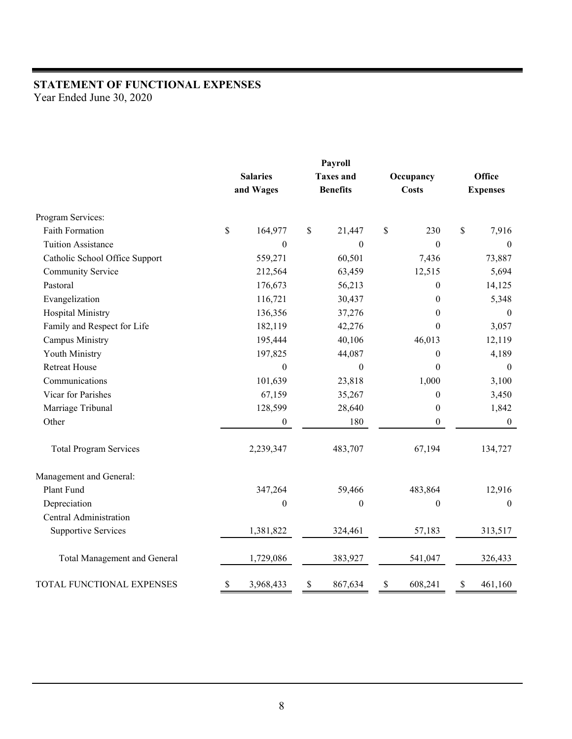## STATEMENT OF FUNCTIONAL EXPENSES

Year Ended June 30, 2020

| | Salaries and Wages | Payroll Taxes and Benefits | Occupancy Costs | Office Expenses |
|---|---|---|---|---|
| Program Services: | | | | |
| Faith Formation | $ 164,977 | $ 21,447 | $ 230 | $ 7,916 |
| Tuition Assistance | 0 | 0 | 0 | 0 |
| Catholic School Office Support | 559,271 | 60,501 | 7,436 | 73,887 |
| Community Service | 212,564 | 63,459 | 12,515 | 5,694 |
| Pastoral | 176,673 | 56,213 | 0 | 14,125 |
| Evangelization | 116,721 | 30,437 | 0 | 5,348 |
| Hospital Ministry | 136,356 | 37,276 | 0 | 0 |
| Family and Respect for Life | 182,119 | 42,276 | 0 | 3,057 |
| Campus Ministry | 195,444 | 40,106 | 46,013 | 12,119 |
| Youth Ministry | 197,825 | 44,087 | 0 | 4,189 |
| Retreat House | 0 | 0 | 0 | 0 |
| Communications | 101,639 | 23,818 | 1,000 | 3,100 |
| Vicar for Parishes | 67,159 | 35,267 | 0 | 3,450 |
| Marriage Tribunal | 128,599 | 28,640 | 0 | 1,842 |
| Other | 0 | 180 | 0 | 0 |
| Total Program Services | 2,239,347 | 483,707 | 67,194 | 134,727 |
| Management and General: | | | | |
| Plant Fund | 347,264 | 59,466 | 483,864 | 12,916 |
| Depreciation | 0 | 0 | 0 | 0 |
| Central Administration Supportive Services | 1,381,822 | 324,461 | 57,183 | 313,517 |
| Total Management and General | 1,729,086 | 383,927 | 541,047 | 326,433 |
| TOTAL FUNCTIONAL EXPENSES | $ 3,968,433 | $ 867,634 | $ 608,241 | $ 461,160 |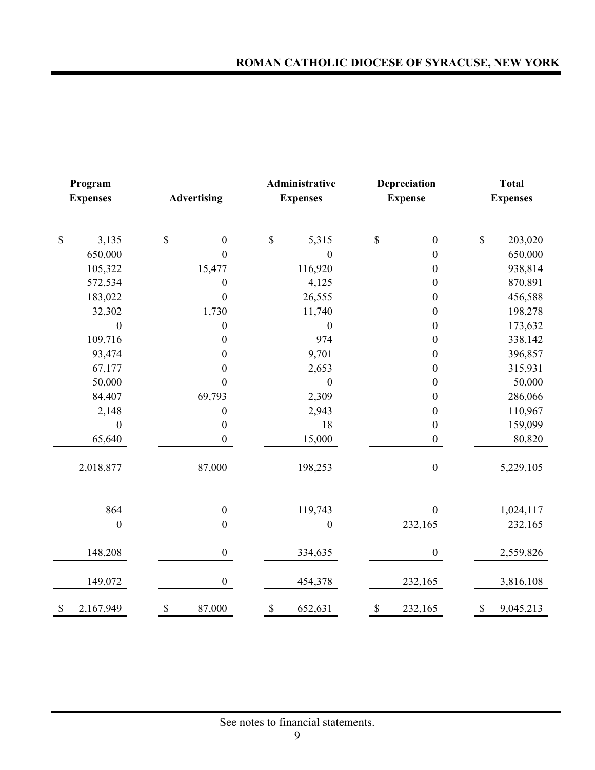| Program Expenses | Advertising | Administrative Expenses | Depreciation Expense | Total Expenses |
|---|---|---|---|---|
| $ 3,135 | $ 0 | $ 5,315 | $ 0 | $ 203,020 |
| 650,000 | 0 | 0 | 0 | 650,000 |
| 105,322 | 15,477 | 116,920 | 0 | 938,814 |
| 572,534 | 0 | 4,125 | 0 | 870,891 |
| 183,022 | 0 | 26,555 | 0 | 456,588 |
| 32,302 | 1,730 | 11,740 | 0 | 198,278 |
| 0 | 0 | 0 | 0 | 173,632 |
| 109,716 | 0 | 974 | 0 | 338,142 |
| 93,474 | 0 | 9,701 | 0 | 396,857 |
| 67,177 | 0 | 2,653 | 0 | 315,931 |
| 50,000 | 0 | 0 | 0 | 50,000 |
| 84,407 | 69,793 | 2,309 | 0 | 286,066 |
| 2,148 | 0 | 2,943 | 0 | 110,967 |
| 0 | 0 | 18 | 0 | 159,099 |
| 65,640 | 0 | 15,000 | 0 | 80,820 |
| 2,018,877 | 87,000 | 198,253 | 0 | 5,229,105 |
| | | | | |
| 864 | 0 | 119,743 | 0 | 1,024,117 |
| 0 | 0 | 0 | 232,165 | 232,165 |
| | | | | |
| 148,208 | 0 | 334,635 | 0 | 2,559,826 |
| 149,072 | 0 | 454,378 | 232,165 | 3,816,108 |
| $ 2,167,949 | $ 87,000 | $ 652,631 | $ 232,165 | $ 9,045,213 |

See notes to financial statements.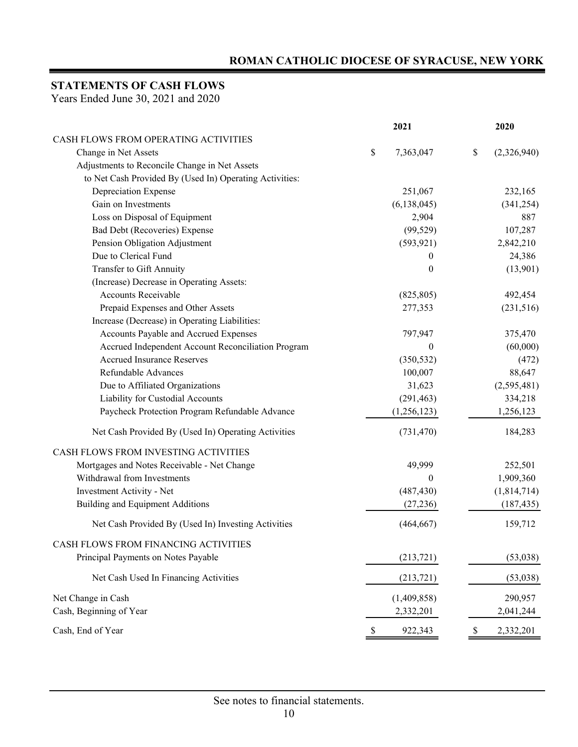## ROMAN CATHOLIC DIOCESE OF SYRACUSE, NEW YORK

## STATEMENTS OF CASH FLOWS

Years Ended June 30, 2021 and 2020

| | 2021 | 2020 |
|---|---|---|
| CASH FLOWS FROM OPERATING ACTIVITIES | | |
| Change in Net Assets | $ 7,363,047 | $ (2,326,940) |
| Adjustments to Reconcile Change in Net Assets to Net Cash Provided By (Used In) Operating Activities: | | |
| Depreciation Expense | 251,067 | 232,165 |
| Gain on Investments | (6,138,045) | (341,254) |
| Loss on Disposal of Equipment | 2,904 | 887 |
| Bad Debt (Recoveries) Expense | (99,529) | 107,287 |
| Pension Obligation Adjustment | (593,921) | 2,842,210 |
| Due to Clerical Fund | 0 | 24,386 |
| Transfer to Gift Annuity | 0 | (13,901) |
| (Increase) Decrease in Operating Assets: | | |
| Accounts Receivable | (825,805) | 492,454 |
| Prepaid Expenses and Other Assets | 277,353 | (231,516) |
| Increase (Decrease) in Operating Liabilities: | | |
| Accounts Payable and Accrued Expenses | 797,947 | 375,470 |
| Accrued Independent Account Reconciliation Program | 0 | (60,000) |
| Accrued Insurance Reserves | (350,532) | (472) |
| Refundable Advances | 100,007 | 88,647 |
| Due to Affiliated Organizations | 31,623 | (2,595,481) |
| Liability for Custodial Accounts | (291,463) | 334,218 |
| Paycheck Protection Program Refundable Advance | (1,256,123) | 1,256,123 |
| Net Cash Provided By (Used In) Operating Activities | (731,470) | 184,283 |
| CASH FLOWS FROM INVESTING ACTIVITIES | | |
| Mortgages and Notes Receivable - Net Change | 49,999 | 252,501 |
| Withdrawal from Investments | 0 | 1,909,360 |
| Investment Activity - Net | (487,430) | (1,814,714) |
| Building and Equipment Additions | (27,236) | (187,435) |
| Net Cash Provided By (Used In) Investing Activities | (464,667) | 159,712 |
| CASH FLOWS FROM FINANCING ACTIVITIES | | |
| Principal Payments on Notes Payable | (213,721) | (53,038) |
| Net Cash Used In Financing Activities | (213,721) | (53,038) |
| Net Change in Cash | (1,409,858) | 290,957 |
| Cash, Beginning of Year | 2,332,201 | 2,041,244 |
| Cash, End of Year | $ 922,343 | $ 2,332,201 |

See notes to financial statements.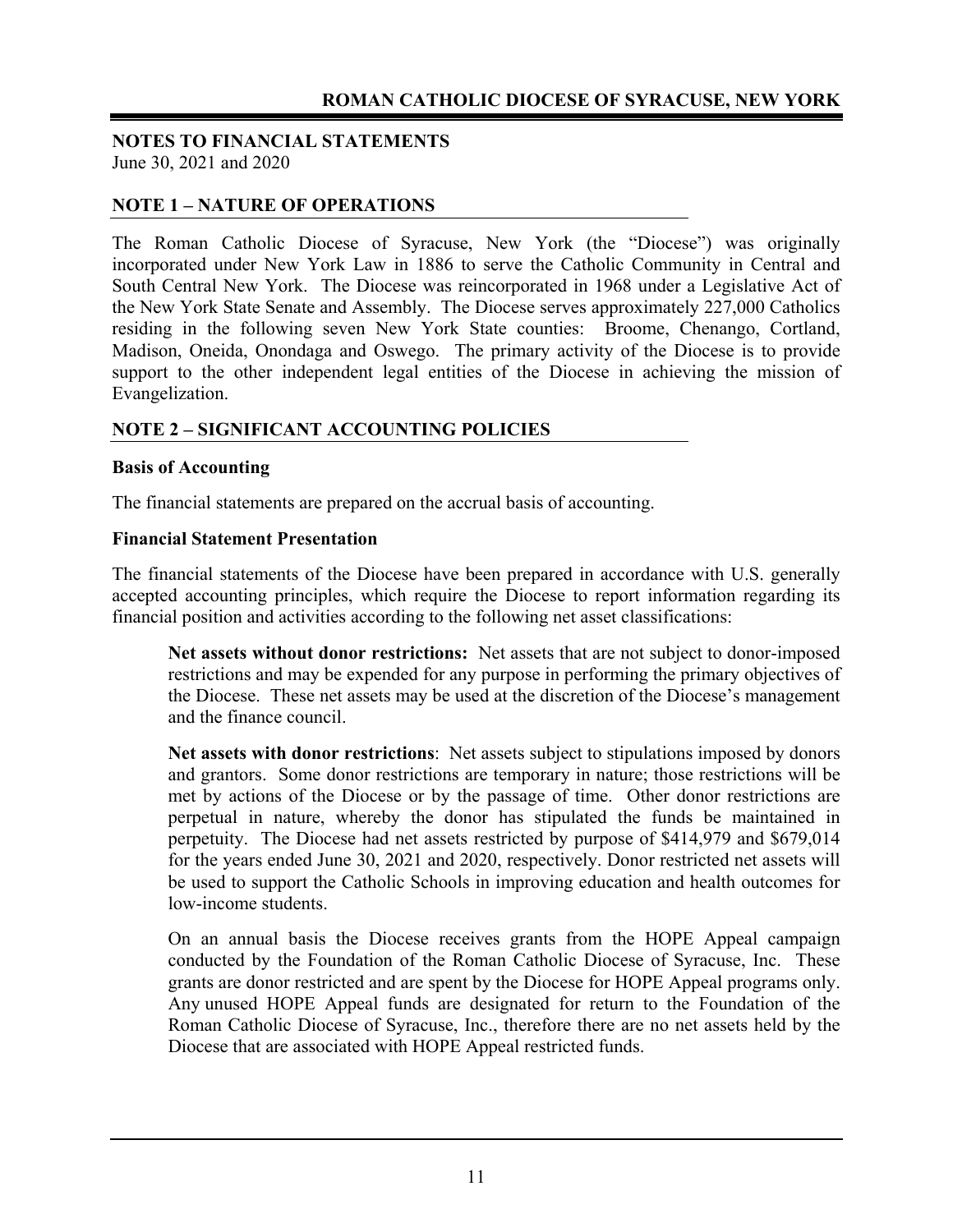**NOTES TO FINANCIAL STATEMENTS**
June 30, 2021 and 2020

## NOTE 1 – NATURE OF OPERATIONS

The Roman Catholic Diocese of Syracuse, New York (the "Diocese") was originally incorporated under New York Law in 1886 to serve the Catholic Community in Central and South Central New York. The Diocese was reincorporated in 1968 under a Legislative Act of the New York State Senate and Assembly. The Diocese serves approximately 227,000 Catholics residing in the following seven New York State counties: Broome, Chenango, Cortland, Madison, Oneida, Onondaga and Oswego. The primary activity of the Diocese is to provide support to the other independent legal entities of the Diocese in achieving the mission of Evangelization.

## NOTE 2 – SIGNIFICANT ACCOUNTING POLICIES

### Basis of Accounting

The financial statements are prepared on the accrual basis of accounting.

### Financial Statement Presentation

The financial statements of the Diocese have been prepared in accordance with U.S. generally accepted accounting principles, which require the Diocese to report information regarding its financial position and activities according to the following net asset classifications:

**Net assets without donor restrictions:** Net assets that are not subject to donor-imposed restrictions and may be expended for any purpose in performing the primary objectives of the Diocese. These net assets may be used at the discretion of the Diocese's management and the finance council.

**Net assets with donor restrictions**: Net assets subject to stipulations imposed by donors and grantors. Some donor restrictions are temporary in nature; those restrictions will be met by actions of the Diocese or by the passage of time. Other donor restrictions are perpetual in nature, whereby the donor has stipulated the funds be maintained in perpetuity. The Diocese had net assets restricted by purpose of $414,979 and $679,014 for the years ended June 30, 2021 and 2020, respectively. Donor restricted net assets will be used to support the Catholic Schools in improving education and health outcomes for low-income students.

On an annual basis the Diocese receives grants from the HOPE Appeal campaign conducted by the Foundation of the Roman Catholic Diocese of Syracuse, Inc. These grants are donor restricted and are spent by the Diocese for HOPE Appeal programs only. Any unused HOPE Appeal funds are designated for return to the Foundation of the Roman Catholic Diocese of Syracuse, Inc., therefore there are no net assets held by the Diocese that are associated with HOPE Appeal restricted funds.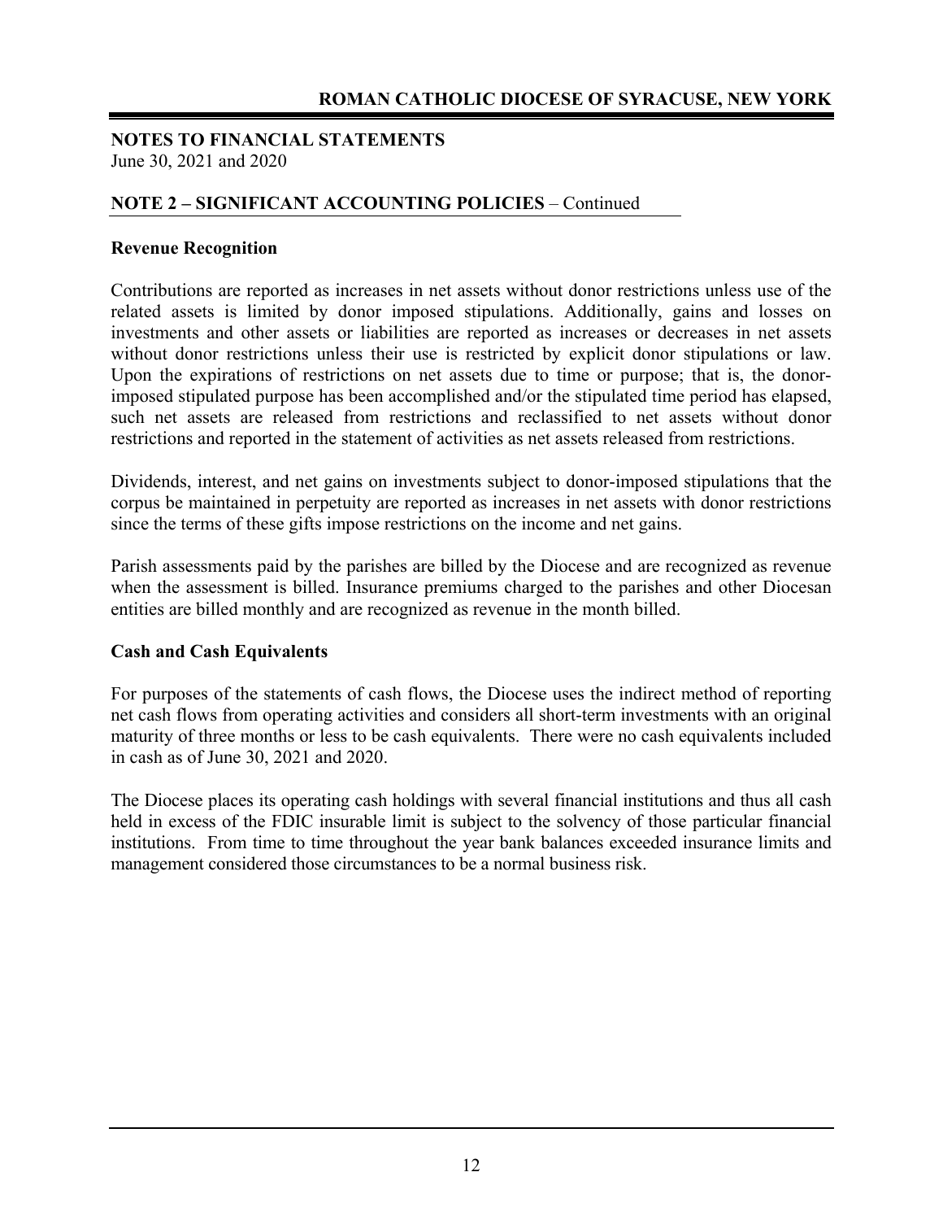# NOTES TO FINANCIAL STATEMENTS

June 30, 2021 and 2020

## NOTE 2 – SIGNIFICANT ACCOUNTING POLICIES – Continued

### Revenue Recognition

Contributions are reported as increases in net assets without donor restrictions unless use of the related assets is limited by donor imposed stipulations. Additionally, gains and losses on investments and other assets or liabilities are reported as increases or decreases in net assets without donor restrictions unless their use is restricted by explicit donor stipulations or law. Upon the expirations of restrictions on net assets due to time or purpose; that is, the donor-imposed stipulated purpose has been accomplished and/or the stipulated time period has elapsed, such net assets are released from restrictions and reclassified to net assets without donor restrictions and reported in the statement of activities as net assets released from restrictions.

Dividends, interest, and net gains on investments subject to donor-imposed stipulations that the corpus be maintained in perpetuity are reported as increases in net assets with donor restrictions since the terms of these gifts impose restrictions on the income and net gains.

Parish assessments paid by the parishes are billed by the Diocese and are recognized as revenue when the assessment is billed. Insurance premiums charged to the parishes and other Diocesan entities are billed monthly and are recognized as revenue in the month billed.

### Cash and Cash Equivalents

For purposes of the statements of cash flows, the Diocese uses the indirect method of reporting net cash flows from operating activities and considers all short-term investments with an original maturity of three months or less to be cash equivalents. There were no cash equivalents included in cash as of June 30, 2021 and 2020.

The Diocese places its operating cash holdings with several financial institutions and thus all cash held in excess of the FDIC insurable limit is subject to the solvency of those particular financial institutions. From time to time throughout the year bank balances exceeded insurance limits and management considered those circumstances to be a normal business risk.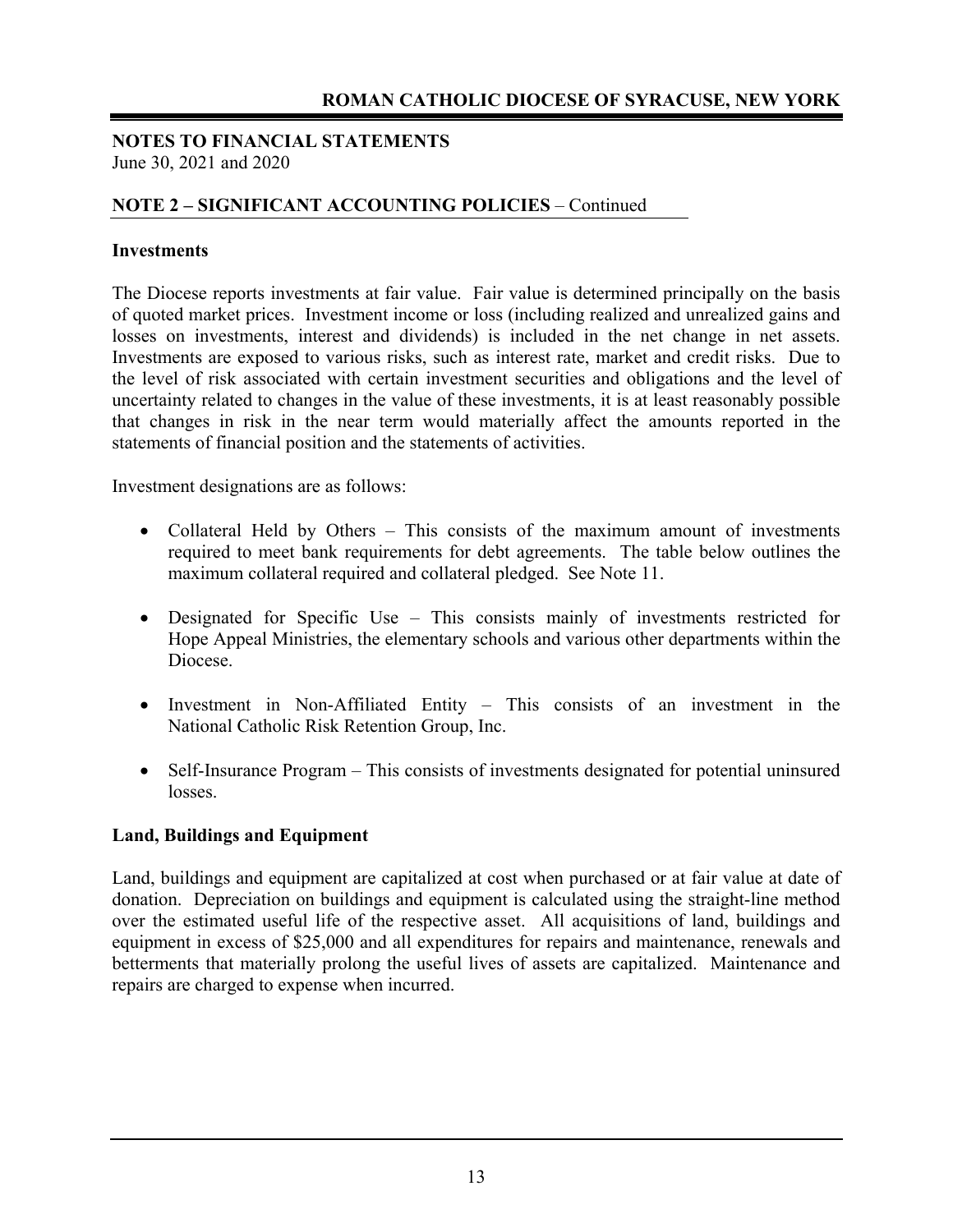## NOTES TO FINANCIAL STATEMENTS

June 30, 2021 and 2020

## NOTE 2 – SIGNIFICANT ACCOUNTING POLICIES – Continued

### Investments

The Diocese reports investments at fair value. Fair value is determined principally on the basis of quoted market prices. Investment income or loss (including realized and unrealized gains and losses on investments, interest and dividends) is included in the net change in net assets. Investments are exposed to various risks, such as interest rate, market and credit risks. Due to the level of risk associated with certain investment securities and obligations and the level of uncertainty related to changes in the value of these investments, it is at least reasonably possible that changes in risk in the near term would materially affect the amounts reported in the statements of financial position and the statements of activities.

Investment designations are as follows:

- Collateral Held by Others – This consists of the maximum amount of investments required to meet bank requirements for debt agreements. The table below outlines the maximum collateral required and collateral pledged. See Note 11.
- Designated for Specific Use – This consists mainly of investments restricted for Hope Appeal Ministries, the elementary schools and various other departments within the Diocese.
- Investment in Non-Affiliated Entity – This consists of an investment in the National Catholic Risk Retention Group, Inc.
- Self-Insurance Program – This consists of investments designated for potential uninsured losses.

### Land, Buildings and Equipment

Land, buildings and equipment are capitalized at cost when purchased or at fair value at date of donation. Depreciation on buildings and equipment is calculated using the straight-line method over the estimated useful life of the respective asset. All acquisitions of land, buildings and equipment in excess of $25,000 and all expenditures for repairs and maintenance, renewals and betterments that materially prolong the useful lives of assets are capitalized. Maintenance and repairs are charged to expense when incurred.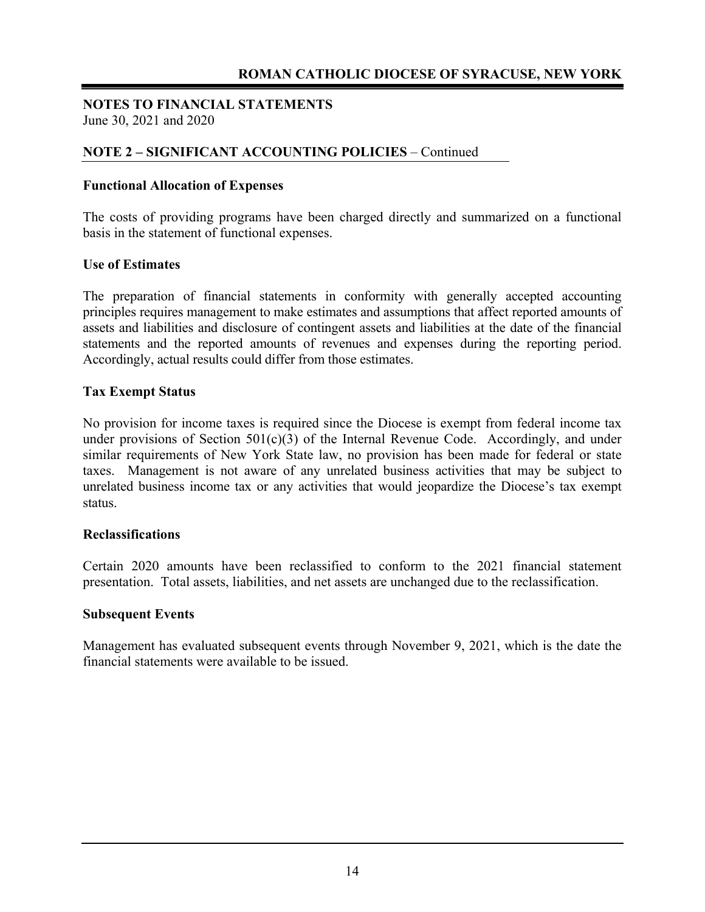## NOTES TO FINANCIAL STATEMENTS

June 30, 2021 and 2020

### NOTE 2 – SIGNIFICANT ACCOUNTING POLICIES – Continued

**Functional Allocation of Expenses**

The costs of providing programs have been charged directly and summarized on a functional basis in the statement of functional expenses.

**Use of Estimates**

The preparation of financial statements in conformity with generally accepted accounting principles requires management to make estimates and assumptions that affect reported amounts of assets and liabilities and disclosure of contingent assets and liabilities at the date of the financial statements and the reported amounts of revenues and expenses during the reporting period. Accordingly, actual results could differ from those estimates.

**Tax Exempt Status**

No provision for income taxes is required since the Diocese is exempt from federal income tax under provisions of Section 501(c)(3) of the Internal Revenue Code. Accordingly, and under similar requirements of New York State law, no provision has been made for federal or state taxes. Management is not aware of any unrelated business activities that may be subject to unrelated business income tax or any activities that would jeopardize the Diocese's tax exempt status.

**Reclassifications**

Certain 2020 amounts have been reclassified to conform to the 2021 financial statement presentation. Total assets, liabilities, and net assets are unchanged due to the reclassification.

**Subsequent Events**

Management has evaluated subsequent events through November 9, 2021, which is the date the financial statements were available to be issued.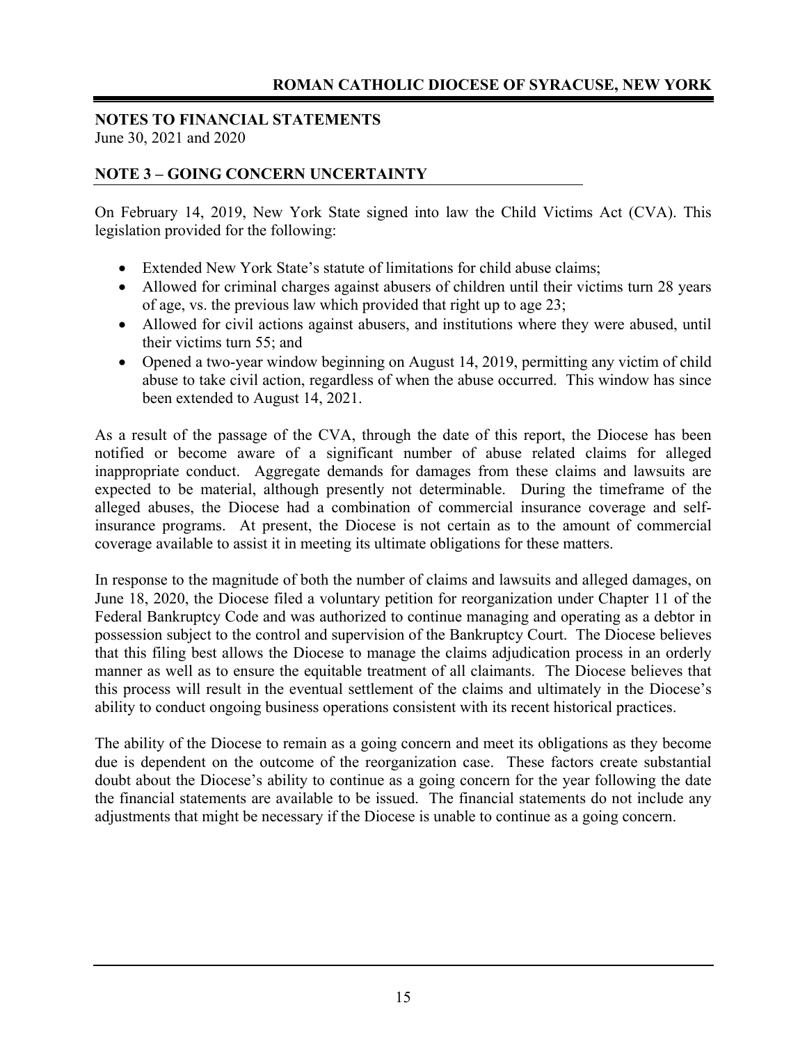## NOTES TO FINANCIAL STATEMENTS

June 30, 2021 and 2020

## NOTE 3 – GOING CONCERN UNCERTAINTY

On February 14, 2019, New York State signed into law the Child Victims Act (CVA). This legislation provided for the following:

- Extended New York State's statute of limitations for child abuse claims;
- Allowed for criminal charges against abusers of children until their victims turn 28 years of age, vs. the previous law which provided that right up to age 23;
- Allowed for civil actions against abusers, and institutions where they were abused, until their victims turn 55; and
- Opened a two-year window beginning on August 14, 2019, permitting any victim of child abuse to take civil action, regardless of when the abuse occurred. This window has since been extended to August 14, 2021.

As a result of the passage of the CVA, through the date of this report, the Diocese has been notified or become aware of a significant number of abuse related claims for alleged inappropriate conduct. Aggregate demands for damages from these claims and lawsuits are expected to be material, although presently not determinable. During the timeframe of the alleged abuses, the Diocese had a combination of commercial insurance coverage and self-insurance programs. At present, the Diocese is not certain as to the amount of commercial coverage available to assist it in meeting its ultimate obligations for these matters.

In response to the magnitude of both the number of claims and lawsuits and alleged damages, on June 18, 2020, the Diocese filed a voluntary petition for reorganization under Chapter 11 of the Federal Bankruptcy Code and was authorized to continue managing and operating as a debtor in possession subject to the control and supervision of the Bankruptcy Court. The Diocese believes that this filing best allows the Diocese to manage the claims adjudication process in an orderly manner as well as to ensure the equitable treatment of all claimants. The Diocese believes that this process will result in the eventual settlement of the claims and ultimately in the Diocese's ability to conduct ongoing business operations consistent with its recent historical practices.

The ability of the Diocese to remain as a going concern and meet its obligations as they become due is dependent on the outcome of the reorganization case. These factors create substantial doubt about the Diocese's ability to continue as a going concern for the year following the date the financial statements are available to be issued. The financial statements do not include any adjustments that might be necessary if the Diocese is unable to continue as a going concern.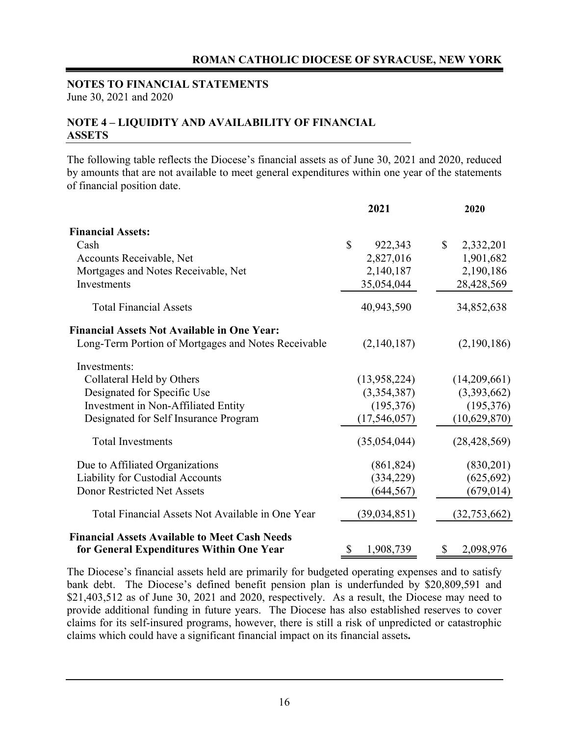## NOTES TO FINANCIAL STATEMENTS

June 30, 2021 and 2020

### NOTE 4 – LIQUIDITY AND AVAILABILITY OF FINANCIAL ASSETS

The following table reflects the Diocese's financial assets as of June 30, 2021 and 2020, reduced by amounts that are not available to meet general expenditures within one year of the statements of financial position date.

| | 2021 | 2020 |
|---|---|---|
| **Financial Assets:** | | |
| Cash | $ 922,343 | $ 2,332,201 |
| Accounts Receivable, Net | 2,827,016 | 1,901,682 |
| Mortgages and Notes Receivable, Net | 2,140,187 | 2,190,186 |
| Investments | 35,054,044 | 28,428,569 |
| Total Financial Assets | 40,943,590 | 34,852,638 |
| **Financial Assets Not Available in One Year:** | | |
| Long-Term Portion of Mortgages and Notes Receivable | (2,140,187) | (2,190,186) |
| Investments: | | |
| Collateral Held by Others | (13,958,224) | (14,209,661) |
| Designated for Specific Use | (3,354,387) | (3,393,662) |
| Investment in Non-Affiliated Entity | (195,376) | (195,376) |
| Designated for Self Insurance Program | (17,546,057) | (10,629,870) |
| Total Investments | (35,054,044) | (28,428,569) |
| Due to Affiliated Organizations | (861,824) | (830,201) |
| Liability for Custodial Accounts | (334,229) | (625,692) |
| Donor Restricted Net Assets | (644,567) | (679,014) |
| Total Financial Assets Not Available in One Year | (39,034,851) | (32,753,662) |
| **Financial Assets Available to Meet Cash Needs for General Expenditures Within One Year** | $ 1,908,739 | $ 2,098,976 |

The Diocese's financial assets held are primarily for budgeted operating expenses and to satisfy bank debt. The Diocese's defined benefit pension plan is underfunded by $20,809,591 and $21,403,512 as of June 30, 2021 and 2020, respectively. As a result, the Diocese may need to provide additional funding in future years. The Diocese has also established reserves to cover claims for its self-insured programs, however, there is still a risk of unpredicted or catastrophic claims which could have a significant financial impact on its financial assets.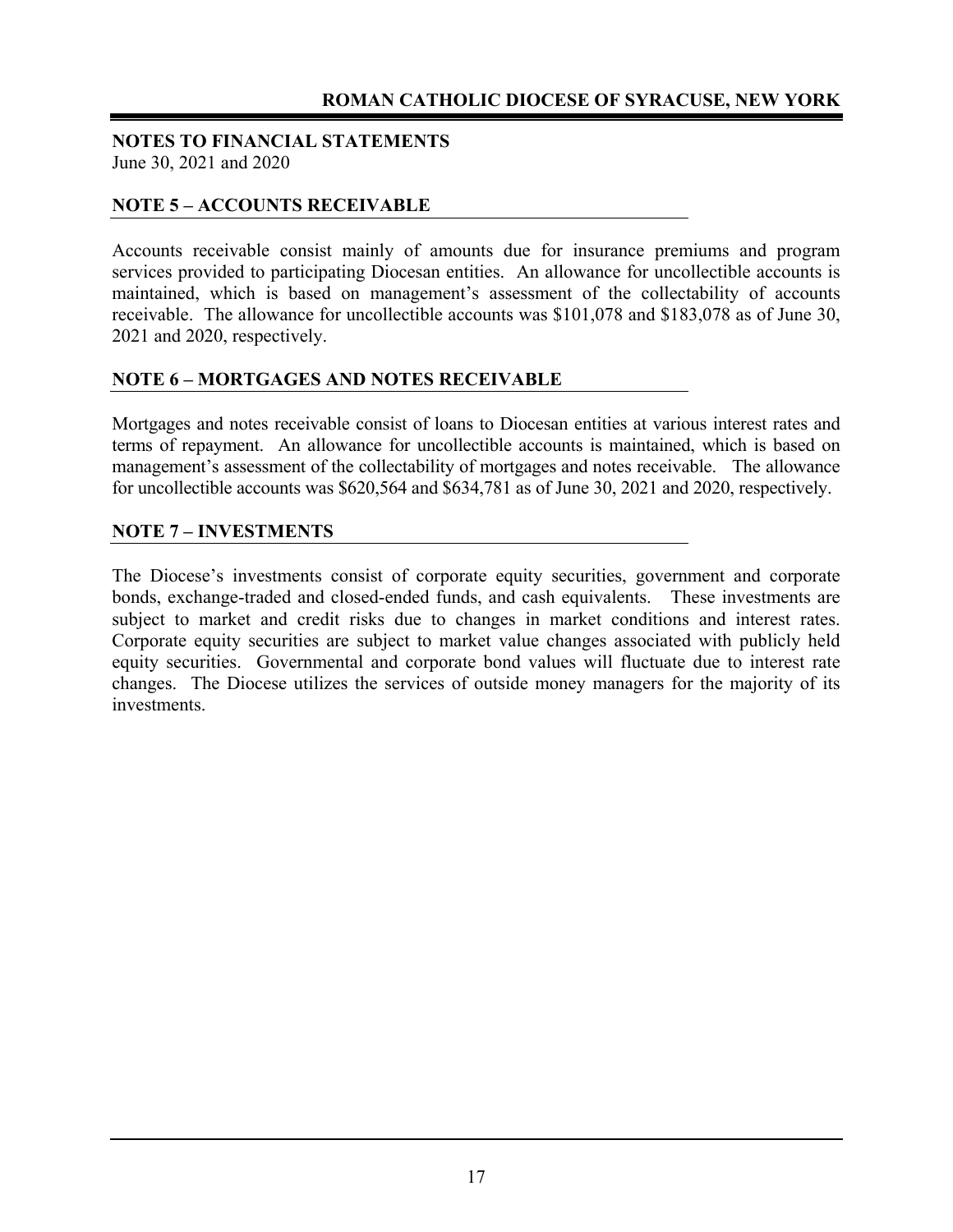## NOTES TO FINANCIAL STATEMENTS

June 30, 2021 and 2020

### NOTE 5 – ACCOUNTS RECEIVABLE

Accounts receivable consist mainly of amounts due for insurance premiums and program services provided to participating Diocesan entities. An allowance for uncollectible accounts is maintained, which is based on management's assessment of the collectability of accounts receivable. The allowance for uncollectible accounts was $101,078 and $183,078 as of June 30, 2021 and 2020, respectively.

### NOTE 6 – MORTGAGES AND NOTES RECEIVABLE

Mortgages and notes receivable consist of loans to Diocesan entities at various interest rates and terms of repayment. An allowance for uncollectible accounts is maintained, which is based on management's assessment of the collectability of mortgages and notes receivable. The allowance for uncollectible accounts was $620,564 and $634,781 as of June 30, 2021 and 2020, respectively.

### NOTE 7 – INVESTMENTS

The Diocese's investments consist of corporate equity securities, government and corporate bonds, exchange-traded and closed-ended funds, and cash equivalents. These investments are subject to market and credit risks due to changes in market conditions and interest rates. Corporate equity securities are subject to market value changes associated with publicly held equity securities. Governmental and corporate bond values will fluctuate due to interest rate changes. The Diocese utilizes the services of outside money managers for the majority of its investments.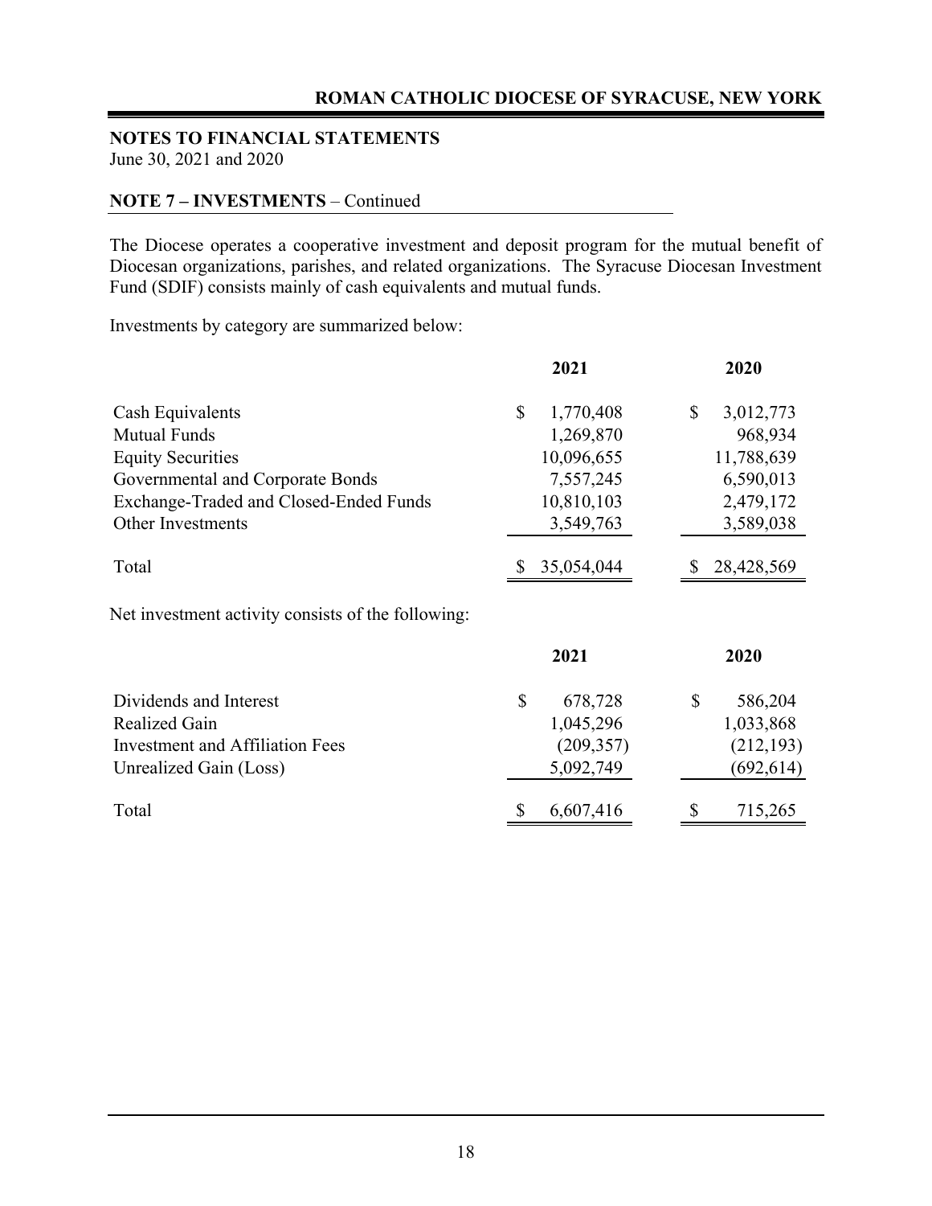**NOTES TO FINANCIAL STATEMENTS**
June 30, 2021 and 2020

**NOTE 7 – INVESTMENTS** – Continued

The Diocese operates a cooperative investment and deposit program for the mutual benefit of Diocesan organizations, parishes, and related organizations. The Syracuse Diocesan Investment Fund (SDIF) consists mainly of cash equivalents and mutual funds.

Investments by category are summarized below:

| | 2021 | 2020 |
|---|---|---|
| Cash Equivalents | $ 1,770,408 | $ 3,012,773 |
| Mutual Funds | 1,269,870 | 968,934 |
| Equity Securities | 10,096,655 | 11,788,639 |
| Governmental and Corporate Bonds | 7,557,245 | 6,590,013 |
| Exchange-Traded and Closed-Ended Funds | 10,810,103 | 2,479,172 |
| Other Investments | 3,549,763 | 3,589,038 |
| Total | $ 35,054,044 | $ 28,428,569 |

Net investment activity consists of the following:

| | 2021 | 2020 |
|---|---|---|
| Dividends and Interest | $ 678,728 | $ 586,204 |
| Realized Gain | 1,045,296 | 1,033,868 |
| Investment and Affiliation Fees | (209,357) | (212,193) |
| Unrealized Gain (Loss) | 5,092,749 | (692,614) |
| Total | $ 6,607,416 | $ 715,265 |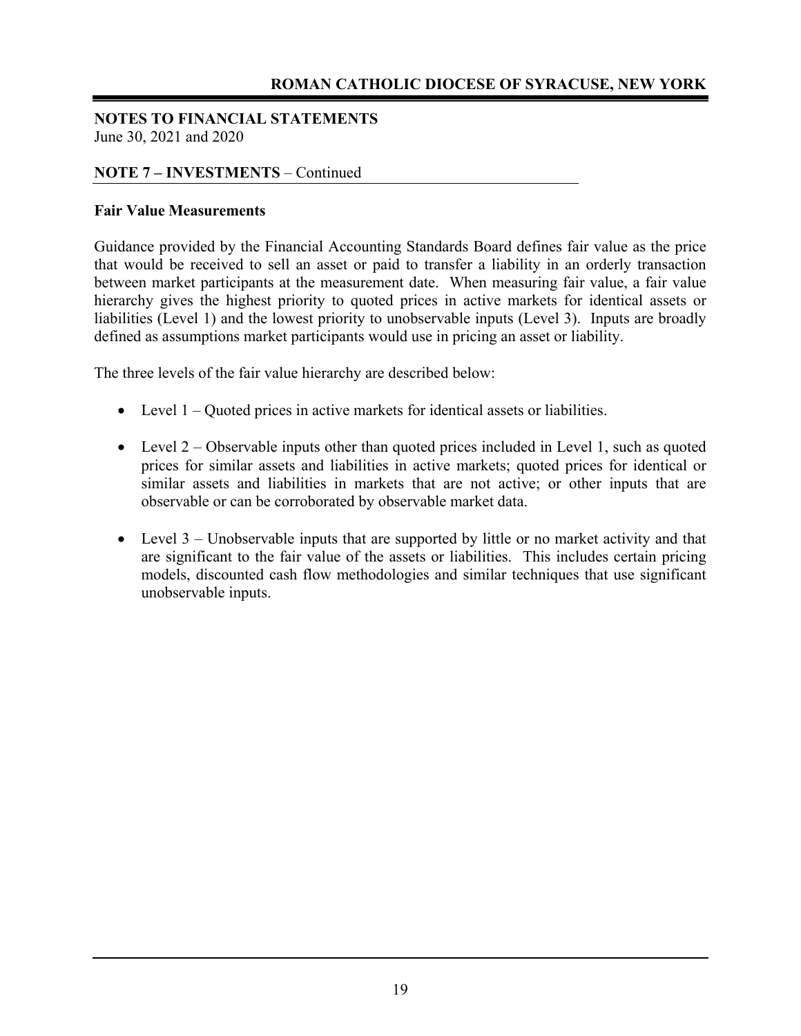## NOTES TO FINANCIAL STATEMENTS

June 30, 2021 and 2020

### NOTE 7 – INVESTMENTS – Continued

**Fair Value Measurements**

Guidance provided by the Financial Accounting Standards Board defines fair value as the price that would be received to sell an asset or paid to transfer a liability in an orderly transaction between market participants at the measurement date. When measuring fair value, a fair value hierarchy gives the highest priority to quoted prices in active markets for identical assets or liabilities (Level 1) and the lowest priority to unobservable inputs (Level 3). Inputs are broadly defined as assumptions market participants would use in pricing an asset or liability.

The three levels of the fair value hierarchy are described below:

- Level 1 – Quoted prices in active markets for identical assets or liabilities.
- Level 2 – Observable inputs other than quoted prices included in Level 1, such as quoted prices for similar assets and liabilities in active markets; quoted prices for identical or similar assets and liabilities in markets that are not active; or other inputs that are observable or can be corroborated by observable market data.
- Level 3 – Unobservable inputs that are supported by little or no market activity and that are significant to the fair value of the assets or liabilities. This includes certain pricing models, discounted cash flow methodologies and similar techniques that use significant unobservable inputs.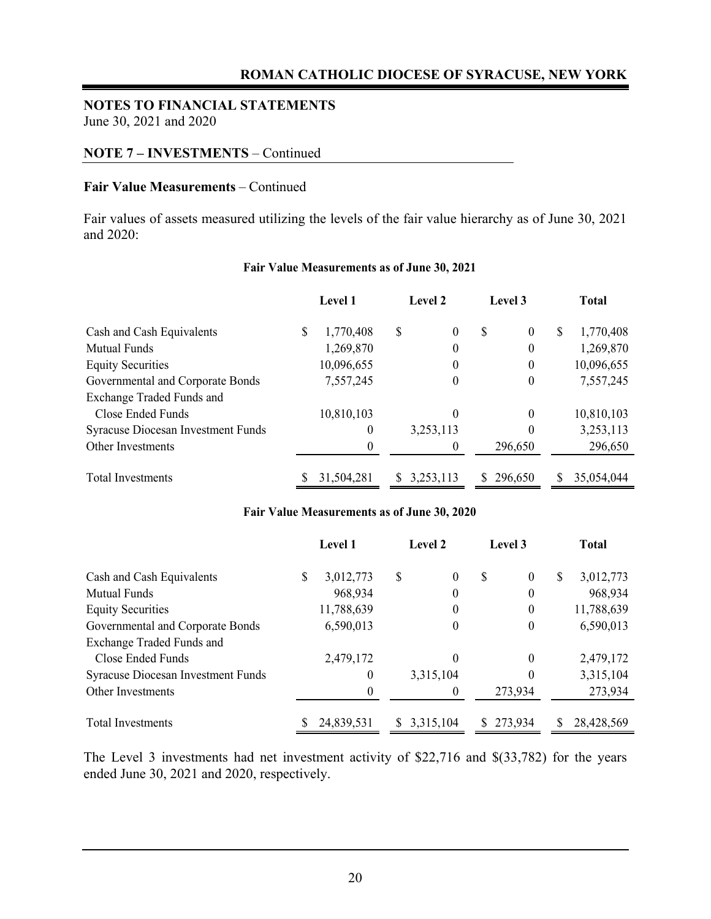**NOTES TO FINANCIAL STATEMENTS**
June 30, 2021 and 2020

**NOTE 7 – INVESTMENTS** – Continued

**Fair Value Measurements** – Continued

Fair values of assets measured utilizing the levels of the fair value hierarchy as of June 30, 2021 and 2020:

**Fair Value Measurements as of June 30, 2021**

| | Level 1 | Level 2 | Level 3 | Total |
|---|---|---|---|---|
| Cash and Cash Equivalents | $ 1,770,408 | $ 0 | $ 0 | $ 1,770,408 |
| Mutual Funds | 1,269,870 | 0 | 0 | 1,269,870 |
| Equity Securities | 10,096,655 | 0 | 0 | 10,096,655 |
| Governmental and Corporate Bonds | 7,557,245 | 0 | 0 | 7,557,245 |
| Exchange Traded Funds and Close Ended Funds | 10,810,103 | 0 | 0 | 10,810,103 |
| Syracuse Diocesan Investment Funds | 0 | 3,253,113 | 0 | 3,253,113 |
| Other Investments | 0 | 0 | 296,650 | 296,650 |
| Total Investments | $ 31,504,281 | $ 3,253,113 | $ 296,650 | $ 35,054,044 |

**Fair Value Measurements as of June 30, 2020**

| | Level 1 | Level 2 | Level 3 | Total |
|---|---|---|---|---|
| Cash and Cash Equivalents | $ 3,012,773 | $ 0 | $ 0 | $ 3,012,773 |
| Mutual Funds | 968,934 | 0 | 0 | 968,934 |
| Equity Securities | 11,788,639 | 0 | 0 | 11,788,639 |
| Governmental and Corporate Bonds | 6,590,013 | 0 | 0 | 6,590,013 |
| Exchange Traded Funds and Close Ended Funds | 2,479,172 | 0 | 0 | 2,479,172 |
| Syracuse Diocesan Investment Funds | 0 | 3,315,104 | 0 | 3,315,104 |
| Other Investments | 0 | 0 | 273,934 | 273,934 |
| Total Investments | $ 24,839,531 | $ 3,315,104 | $ 273,934 | $ 28,428,569 |

The Level 3 investments had net investment activity of $22,716 and $(33,782) for the years ended June 30, 2021 and 2020, respectively.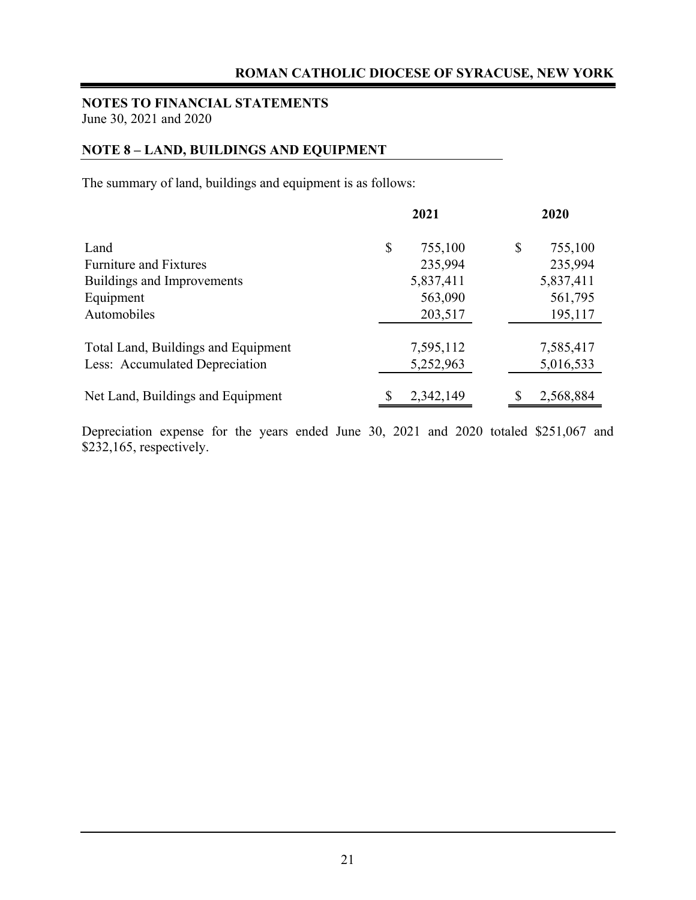## NOTES TO FINANCIAL STATEMENTS

June 30, 2021 and 2020

### NOTE 8 – LAND, BUILDINGS AND EQUIPMENT

The summary of land, buildings and equipment is as follows:

| | 2021 | 2020 |
|---|---|---|
| Land | $ 755,100 | $ 755,100 |
| Furniture and Fixtures | 235,994 | 235,994 |
| Buildings and Improvements | 5,837,411 | 5,837,411 |
| Equipment | 563,090 | 561,795 |
| Automobiles | 203,517 | 195,117 |
| Total Land, Buildings and Equipment | 7,595,112 | 7,585,417 |
| Less: Accumulated Depreciation | 5,252,963 | 5,016,533 |
| Net Land, Buildings and Equipment | $ 2,342,149 | $ 2,568,884 |

Depreciation expense for the years ended June 30, 2021 and 2020 totaled $251,067 and $232,165, respectively.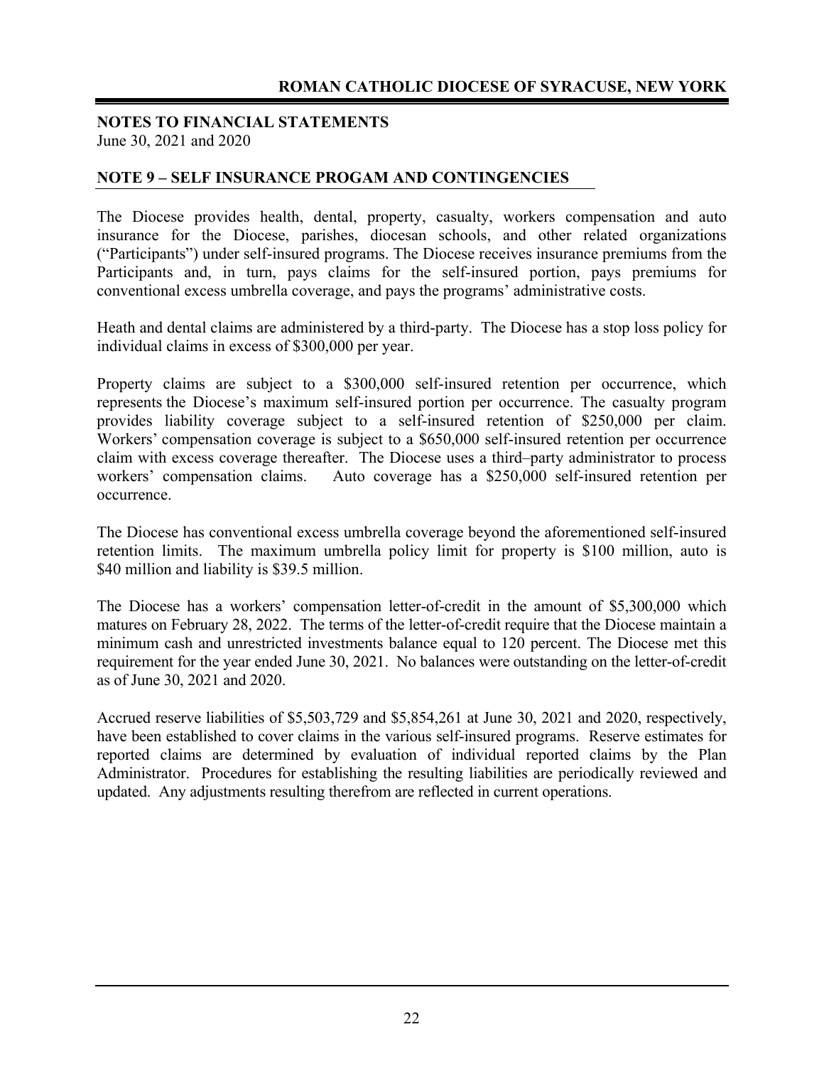**ROMAN CATHOLIC DIOCESE OF SYRACUSE, NEW YORK**

**NOTES TO FINANCIAL STATEMENTS**
June 30, 2021 and 2020

## NOTE 9 – SELF INSURANCE PROGAM AND CONTINGENCIES

The Diocese provides health, dental, property, casualty, workers compensation and auto insurance for the Diocese, parishes, diocesan schools, and other related organizations ("Participants") under self-insured programs. The Diocese receives insurance premiums from the Participants and, in turn, pays claims for the self-insured portion, pays premiums for conventional excess umbrella coverage, and pays the programs' administrative costs.

Heath and dental claims are administered by a third-party. The Diocese has a stop loss policy for individual claims in excess of $300,000 per year.

Property claims are subject to a $300,000 self-insured retention per occurrence, which represents the Diocese's maximum self-insured portion per occurrence. The casualty program provides liability coverage subject to a self-insured retention of $250,000 per claim. Workers' compensation coverage is subject to a $650,000 self-insured retention per occurrence claim with excess coverage thereafter. The Diocese uses a third–party administrator to process workers' compensation claims. Auto coverage has a $250,000 self-insured retention per occurrence.

The Diocese has conventional excess umbrella coverage beyond the aforementioned self-insured retention limits. The maximum umbrella policy limit for property is $100 million, auto is $40 million and liability is $39.5 million.

The Diocese has a workers' compensation letter-of-credit in the amount of $5,300,000 which matures on February 28, 2022. The terms of the letter-of-credit require that the Diocese maintain a minimum cash and unrestricted investments balance equal to 120 percent. The Diocese met this requirement for the year ended June 30, 2021. No balances were outstanding on the letter-of-credit as of June 30, 2021 and 2020.

Accrued reserve liabilities of $5,503,729 and $5,854,261 at June 30, 2021 and 2020, respectively, have been established to cover claims in the various self-insured programs. Reserve estimates for reported claims are determined by evaluation of individual reported claims by the Plan Administrator. Procedures for establishing the resulting liabilities are periodically reviewed and updated. Any adjustments resulting therefrom are reflected in current operations.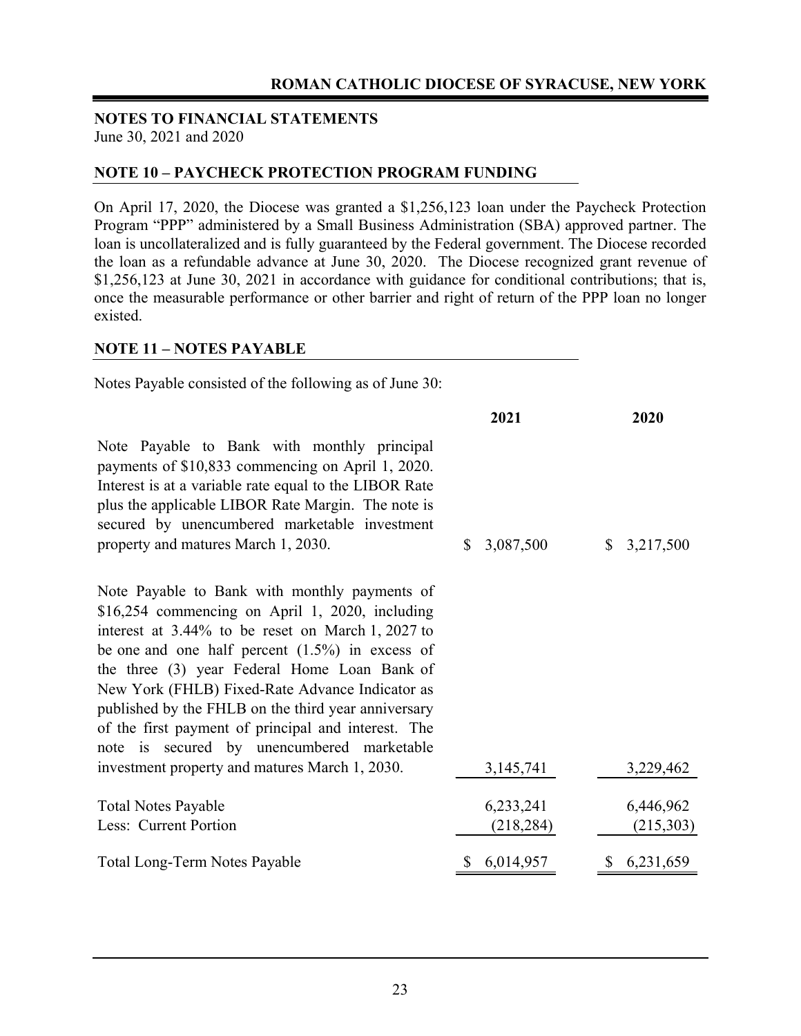## NOTES TO FINANCIAL STATEMENTS

June 30, 2021 and 2020

### NOTE 10 – PAYCHECK PROTECTION PROGRAM FUNDING

On April 17, 2020, the Diocese was granted a $1,256,123 loan under the Paycheck Protection Program "PPP" administered by a Small Business Administration (SBA) approved partner. The loan is uncollateralized and is fully guaranteed by the Federal government. The Diocese recorded the loan as a refundable advance at June 30, 2020. The Diocese recognized grant revenue of $1,256,123 at June 30, 2021 in accordance with guidance for conditional contributions; that is, once the measurable performance or other barrier and right of return of the PPP loan no longer existed.

### NOTE 11 – NOTES PAYABLE

Notes Payable consisted of the following as of June 30:

| | 2021 | 2020 |
|---|---|---|
| Note Payable to Bank with monthly principal payments of $10,833 commencing on April 1, 2020. Interest is at a variable rate equal to the LIBOR Rate plus the applicable LIBOR Rate Margin. The note is secured by unencumbered marketable investment property and matures March 1, 2030. | $ 3,087,500 | $ 3,217,500 |
| Note Payable to Bank with monthly payments of $16,254 commencing on April 1, 2020, including interest at 3.44% to be reset on March 1, 2027 to be one and one half percent (1.5%) in excess of the three (3) year Federal Home Loan Bank of New York (FHLB) Fixed-Rate Advance Indicator as published by the FHLB on the third year anniversary of the first payment of principal and interest. The note is secured by unencumbered marketable investment property and matures March 1, 2030. | 3,145,741 | 3,229,462 |
| Total Notes Payable | 6,233,241 | 6,446,962 |
| Less: Current Portion | (218,284) | (215,303) |
| Total Long-Term Notes Payable | $ 6,014,957 | $ 6,231,659 |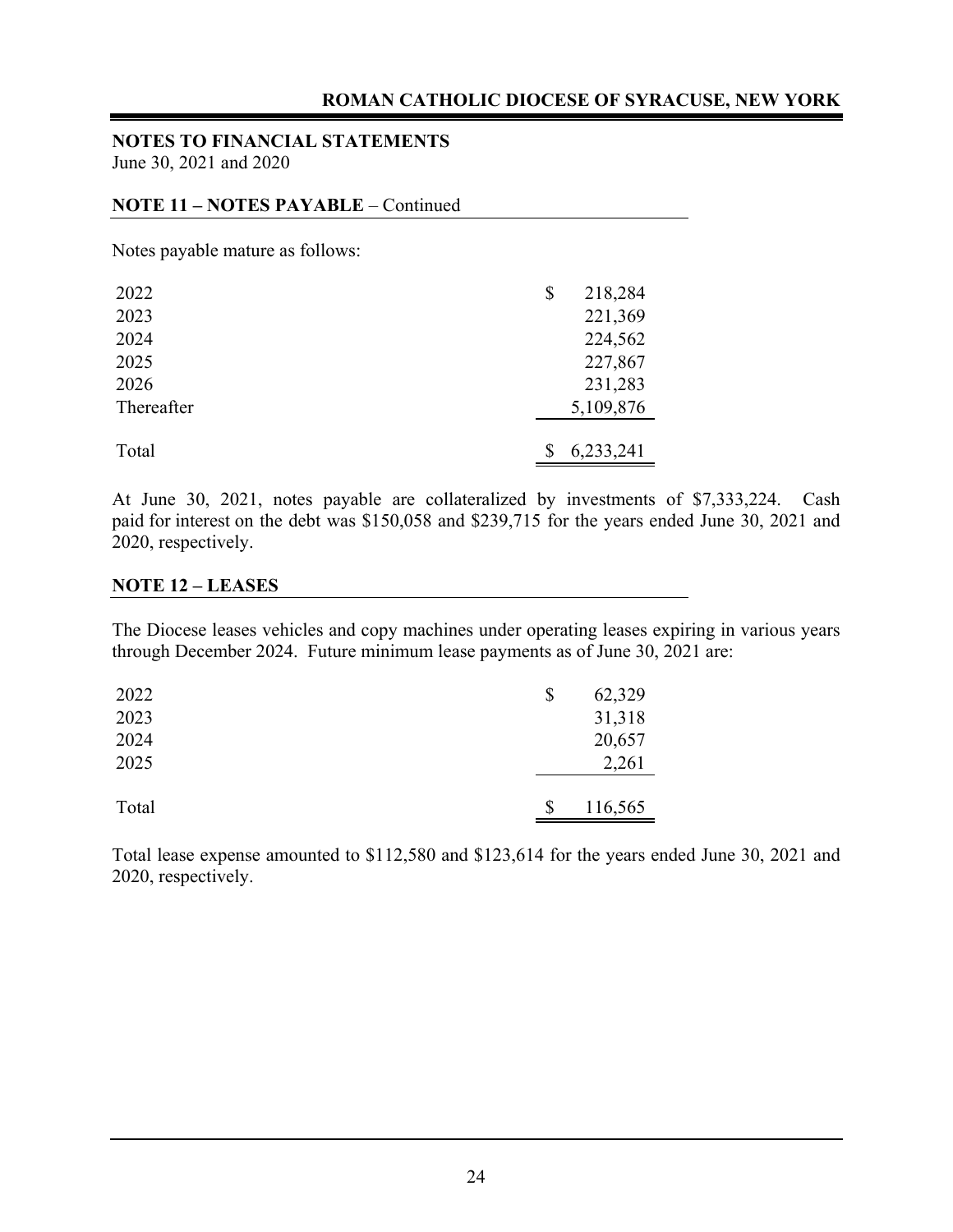**NOTES TO FINANCIAL STATEMENTS**
June 30, 2021 and 2020

## NOTE 11 – NOTES PAYABLE – Continued

Notes payable mature as follows:

| | |
|---|---|
| 2022 | $ 218,284 |
| 2023 | 221,369 |
| 2024 | 224,562 |
| 2025 | 227,867 |
| 2026 | 231,283 |
| Thereafter | 5,109,876 |
| Total | $ 6,233,241 |

At June 30, 2021, notes payable are collateralized by investments of $7,333,224. Cash paid for interest on the debt was $150,058 and $239,715 for the years ended June 30, 2021 and 2020, respectively.

## NOTE 12 – LEASES

The Diocese leases vehicles and copy machines under operating leases expiring in various years through December 2024. Future minimum lease payments as of June 30, 2021 are:

| | |
|---|---|
| 2022 | $ 62,329 |
| 2023 | 31,318 |
| 2024 | 20,657 |
| 2025 | 2,261 |
| Total | $ 116,565 |

Total lease expense amounted to $112,580 and $123,614 for the years ended June 30, 2021 and 2020, respectively.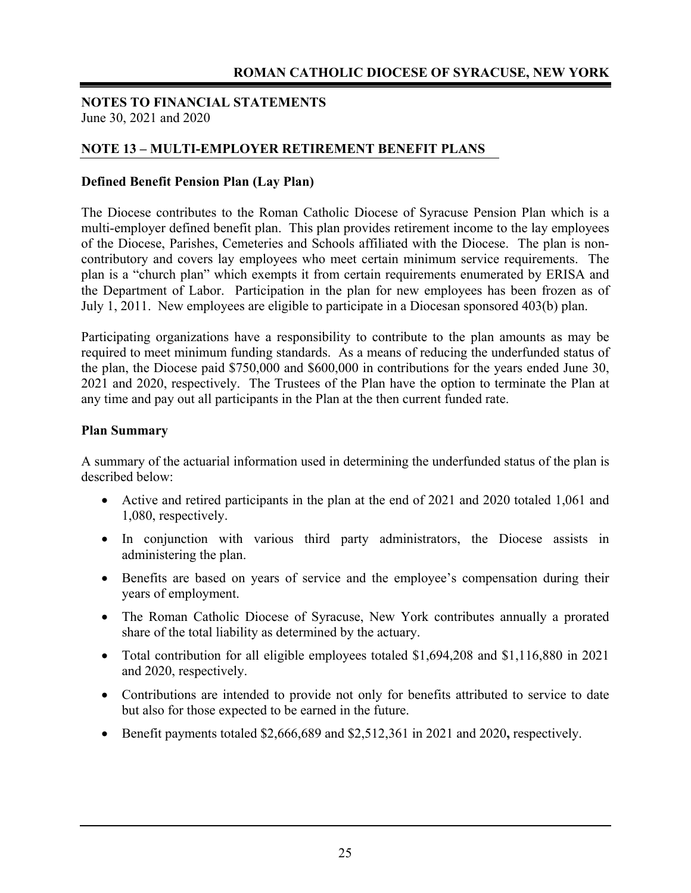# NOTES TO FINANCIAL STATEMENTS

June 30, 2021 and 2020

## NOTE 13 – MULTI-EMPLOYER RETIREMENT BENEFIT PLANS

### Defined Benefit Pension Plan (Lay Plan)

The Diocese contributes to the Roman Catholic Diocese of Syracuse Pension Plan which is a multi-employer defined benefit plan. This plan provides retirement income to the lay employees of the Diocese, Parishes, Cemeteries and Schools affiliated with the Diocese. The plan is non-contributory and covers lay employees who meet certain minimum service requirements. The plan is a "church plan" which exempts it from certain requirements enumerated by ERISA and the Department of Labor. Participation in the plan for new employees has been frozen as of July 1, 2011. New employees are eligible to participate in a Diocesan sponsored 403(b) plan.

Participating organizations have a responsibility to contribute to the plan amounts as may be required to meet minimum funding standards. As a means of reducing the underfunded status of the plan, the Diocese paid $750,000 and $600,000 in contributions for the years ended June 30, 2021 and 2020, respectively. The Trustees of the Plan have the option to terminate the Plan at any time and pay out all participants in the Plan at the then current funded rate.

### Plan Summary

A summary of the actuarial information used in determining the underfunded status of the plan is described below:

- Active and retired participants in the plan at the end of 2021 and 2020 totaled 1,061 and 1,080, respectively.
- In conjunction with various third party administrators, the Diocese assists in administering the plan.
- Benefits are based on years of service and the employee's compensation during their years of employment.
- The Roman Catholic Diocese of Syracuse, New York contributes annually a prorated share of the total liability as determined by the actuary.
- Total contribution for all eligible employees totaled $1,694,208 and $1,116,880 in 2021 and 2020, respectively.
- Contributions are intended to provide not only for benefits attributed to service to date but also for those expected to be earned in the future.
- Benefit payments totaled $2,666,689 and $2,512,361 in 2021 and 2020**,** respectively.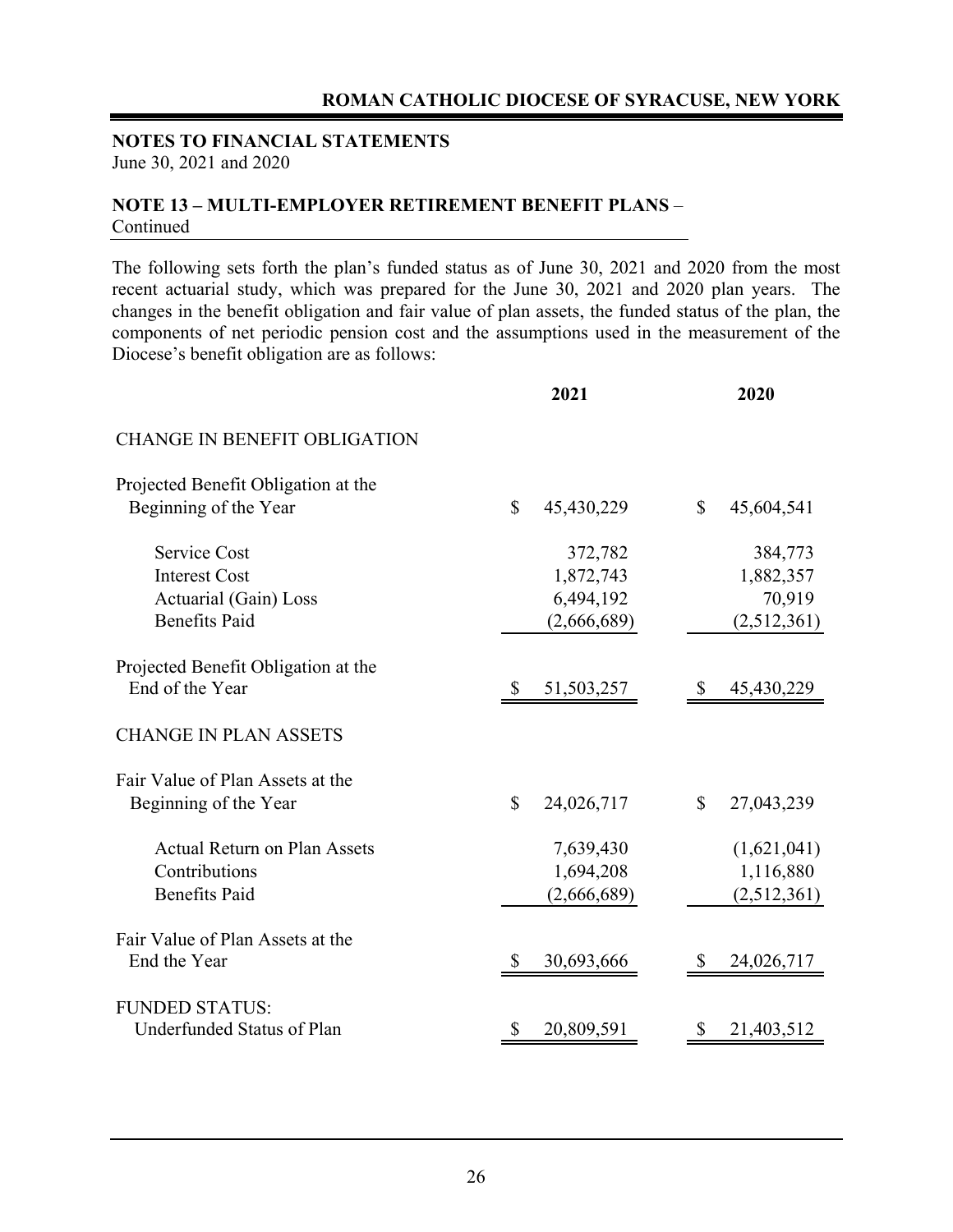**NOTES TO FINANCIAL STATEMENTS**
June 30, 2021 and 2020

**NOTE 13 – MULTI-EMPLOYER RETIREMENT BENEFIT PLANS** – Continued

The following sets forth the plan's funded status as of June 30, 2021 and 2020 from the most recent actuarial study, which was prepared for the June 30, 2021 and 2020 plan years. The changes in the benefit obligation and fair value of plan assets, the funded status of the plan, the components of net periodic pension cost and the assumptions used in the measurement of the Diocese's benefit obligation are as follows:

| | 2021 | 2020 |
|---|---|---|
| CHANGE IN BENEFIT OBLIGATION | | |
| Projected Benefit Obligation at the Beginning of the Year | $ 45,430,229 | $ 45,604,541 |
| Service Cost | 372,782 | 384,773 |
| Interest Cost | 1,872,743 | 1,882,357 |
| Actuarial (Gain) Loss | 6,494,192 | 70,919 |
| Benefits Paid | (2,666,689) | (2,512,361) |
| Projected Benefit Obligation at the End of the Year | $ 51,503,257 | $ 45,430,229 |
| CHANGE IN PLAN ASSETS | | |
| Fair Value of Plan Assets at the Beginning of the Year | $ 24,026,717 | $ 27,043,239 |
| Actual Return on Plan Assets | 7,639,430 | (1,621,041) |
| Contributions | 1,694,208 | 1,116,880 |
| Benefits Paid | (2,666,689) | (2,512,361) |
| Fair Value of Plan Assets at the End the Year | $ 30,693,666 | $ 24,026,717 |
| FUNDED STATUS: | | |
| Underfunded Status of Plan | $ 20,809,591 | $ 21,403,512 |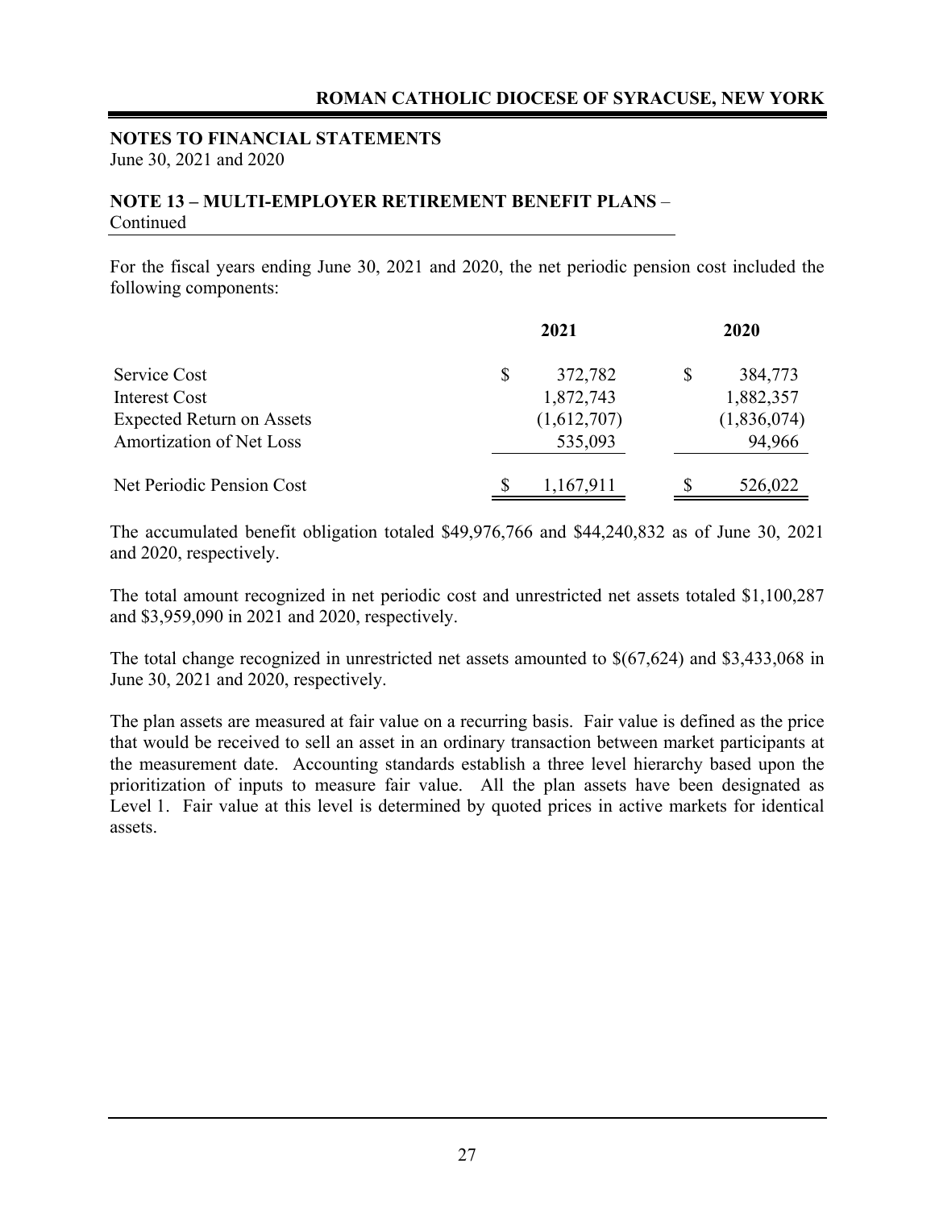**NOTES TO FINANCIAL STATEMENTS**
June 30, 2021 and 2020

## NOTE 13 – MULTI-EMPLOYER RETIREMENT BENEFIT PLANS – Continued

For the fiscal years ending June 30, 2021 and 2020, the net periodic pension cost included the following components:

| | 2021 | 2020 |
|---|---|---|
| Service Cost | $ 372,782 | $ 384,773 |
| Interest Cost | 1,872,743 | 1,882,357 |
| Expected Return on Assets | (1,612,707) | (1,836,074) |
| Amortization of Net Loss | 535,093 | 94,966 |
| Net Periodic Pension Cost | $ 1,167,911 | $ 526,022 |

The accumulated benefit obligation totaled $49,976,766 and $44,240,832 as of June 30, 2021 and 2020, respectively.

The total amount recognized in net periodic cost and unrestricted net assets totaled $1,100,287 and $3,959,090 in 2021 and 2020, respectively.

The total change recognized in unrestricted net assets amounted to $(67,624) and $3,433,068 in June 30, 2021 and 2020, respectively.

The plan assets are measured at fair value on a recurring basis. Fair value is defined as the price that would be received to sell an asset in an ordinary transaction between market participants at the measurement date. Accounting standards establish a three level hierarchy based upon the prioritization of inputs to measure fair value. All the plan assets have been designated as Level 1. Fair value at this level is determined by quoted prices in active markets for identical assets.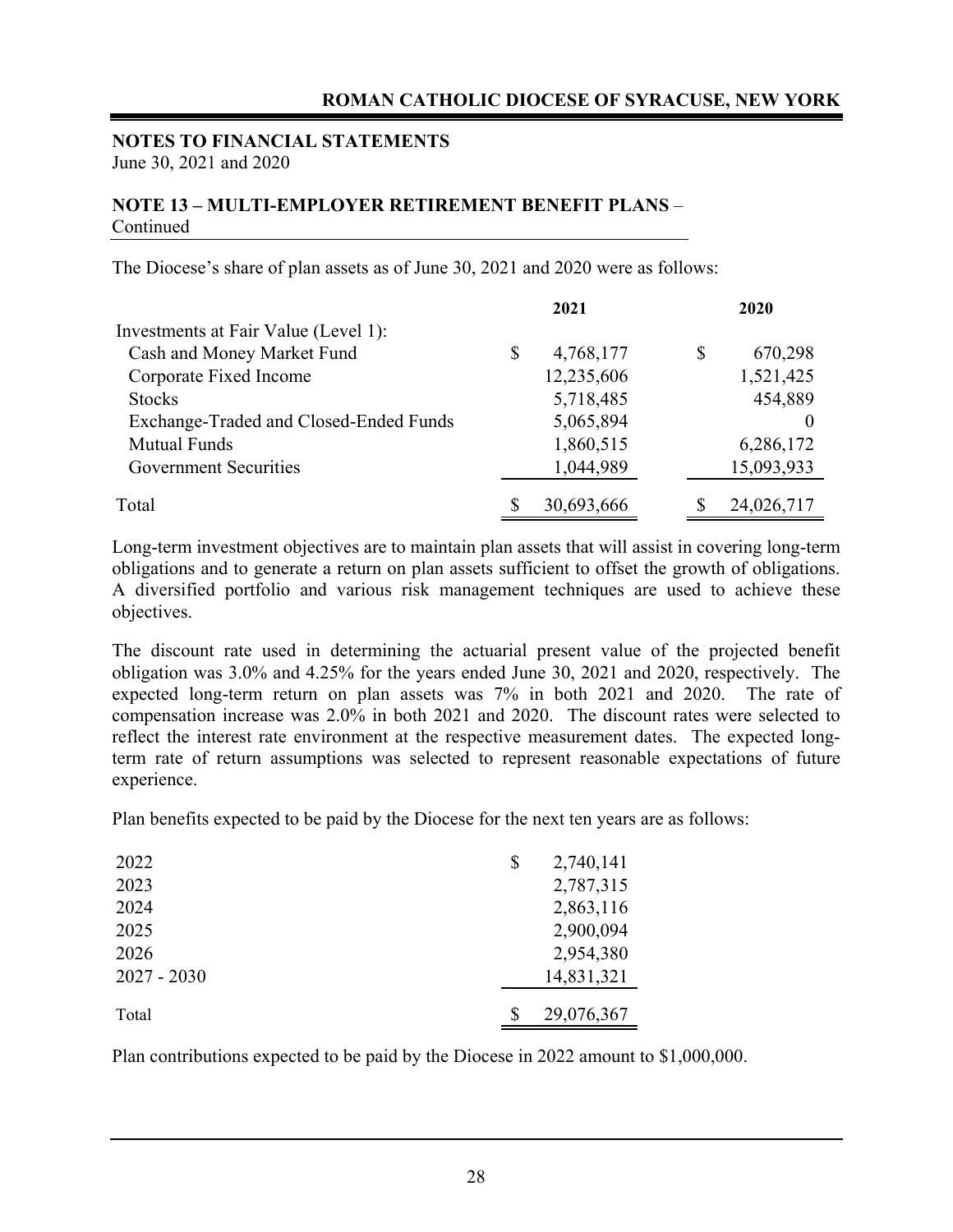## NOTES TO FINANCIAL STATEMENTS
June 30, 2021 and 2020

### NOTE 13 – MULTI-EMPLOYER RETIREMENT BENEFIT PLANS – Continued

The Diocese's share of plan assets as of June 30, 2021 and 2020 were as follows:

| | 2021 | 2020 |
|---|---|---|
| Investments at Fair Value (Level 1): | | |
| Cash and Money Market Fund | $ 4,768,177 | $ 670,298 |
| Corporate Fixed Income | 12,235,606 | 1,521,425 |
| Stocks | 5,718,485 | 454,889 |
| Exchange-Traded and Closed-Ended Funds | 5,065,894 | 0 |
| Mutual Funds | 1,860,515 | 6,286,172 |
| Government Securities | 1,044,989 | 15,093,933 |
| Total | $ 30,693,666 | $ 24,026,717 |

Long-term investment objectives are to maintain plan assets that will assist in covering long-term obligations and to generate a return on plan assets sufficient to offset the growth of obligations. A diversified portfolio and various risk management techniques are used to achieve these objectives.

The discount rate used in determining the actuarial present value of the projected benefit obligation was 3.0% and 4.25% for the years ended June 30, 2021 and 2020, respectively. The expected long-term return on plan assets was 7% in both 2021 and 2020. The rate of compensation increase was 2.0% in both 2021 and 2020. The discount rates were selected to reflect the interest rate environment at the respective measurement dates. The expected long-term rate of return assumptions was selected to represent reasonable expectations of future experience.

Plan benefits expected to be paid by the Diocese for the next ten years are as follows:

| | |
|---|---|
| 2022 | $ 2,740,141 |
| 2023 | 2,787,315 |
| 2024 | 2,863,116 |
| 2025 | 2,900,094 |
| 2026 | 2,954,380 |
| 2027 - 2030 | 14,831,321 |
| Total | $ 29,076,367 |

Plan contributions expected to be paid by the Diocese in 2022 amount to $1,000,000.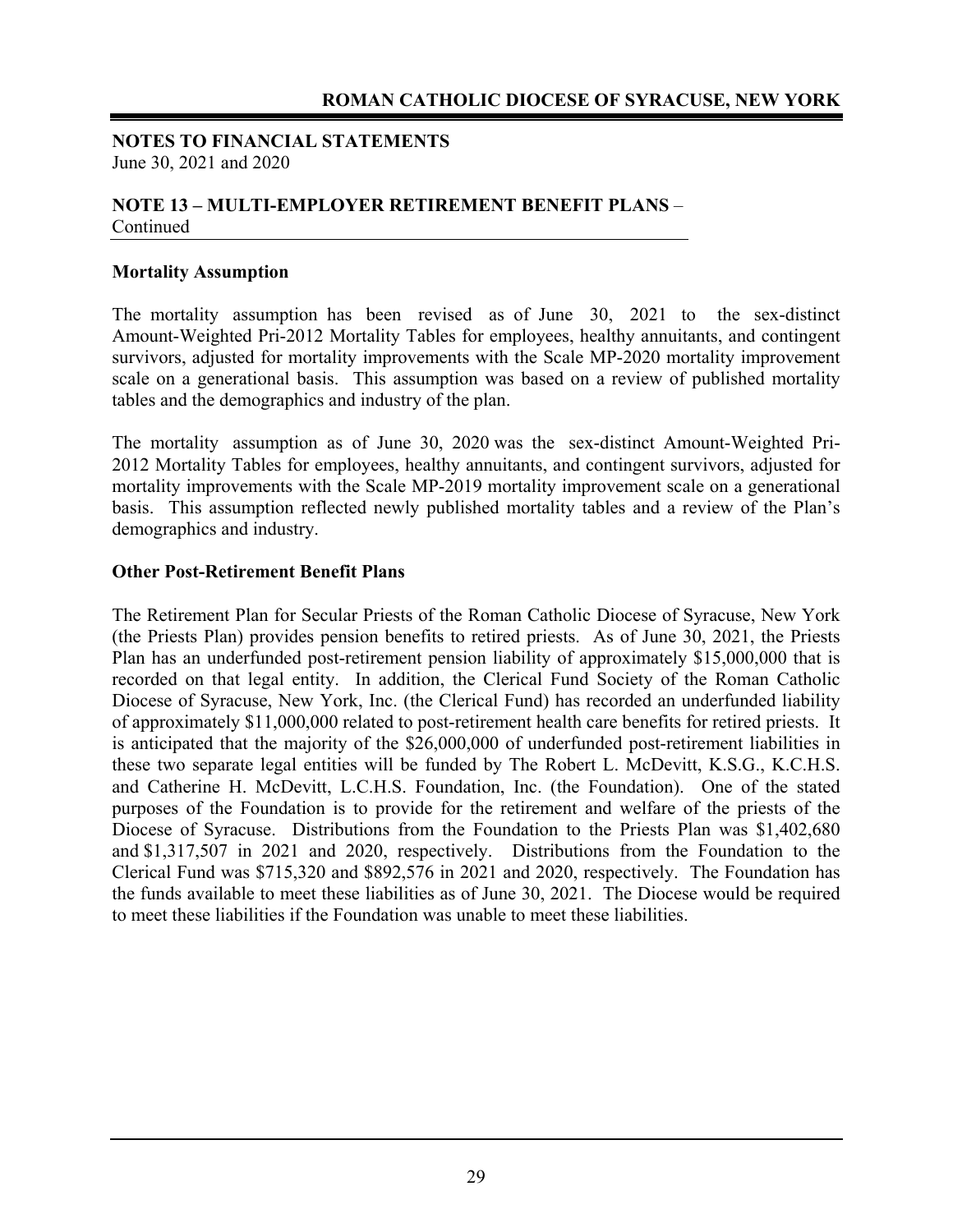## NOTES TO FINANCIAL STATEMENTS

June 30, 2021 and 2020

### NOTE 13 – MULTI-EMPLOYER RETIREMENT BENEFIT PLANS – Continued

**Mortality Assumption**

The mortality assumption has been revised as of June 30, 2021 to the sex-distinct Amount-Weighted Pri-2012 Mortality Tables for employees, healthy annuitants, and contingent survivors, adjusted for mortality improvements with the Scale MP-2020 mortality improvement scale on a generational basis. This assumption was based on a review of published mortality tables and the demographics and industry of the plan.

The mortality assumption as of June 30, 2020 was the sex-distinct Amount-Weighted Pri-2012 Mortality Tables for employees, healthy annuitants, and contingent survivors, adjusted for mortality improvements with the Scale MP-2019 mortality improvement scale on a generational basis. This assumption reflected newly published mortality tables and a review of the Plan's demographics and industry.

**Other Post-Retirement Benefit Plans**

The Retirement Plan for Secular Priests of the Roman Catholic Diocese of Syracuse, New York (the Priests Plan) provides pension benefits to retired priests. As of June 30, 2021, the Priests Plan has an underfunded post-retirement pension liability of approximately $15,000,000 that is recorded on that legal entity. In addition, the Clerical Fund Society of the Roman Catholic Diocese of Syracuse, New York, Inc. (the Clerical Fund) has recorded an underfunded liability of approximately $11,000,000 related to post-retirement health care benefits for retired priests. It is anticipated that the majority of the $26,000,000 of underfunded post-retirement liabilities in these two separate legal entities will be funded by The Robert L. McDevitt, K.S.G., K.C.H.S. and Catherine H. McDevitt, L.C.H.S. Foundation, Inc. (the Foundation). One of the stated purposes of the Foundation is to provide for the retirement and welfare of the priests of the Diocese of Syracuse. Distributions from the Foundation to the Priests Plan was $1,402,680 and $1,317,507 in 2021 and 2020, respectively. Distributions from the Foundation to the Clerical Fund was $715,320 and $892,576 in 2021 and 2020, respectively. The Foundation has the funds available to meet these liabilities as of June 30, 2021. The Diocese would be required to meet these liabilities if the Foundation was unable to meet these liabilities.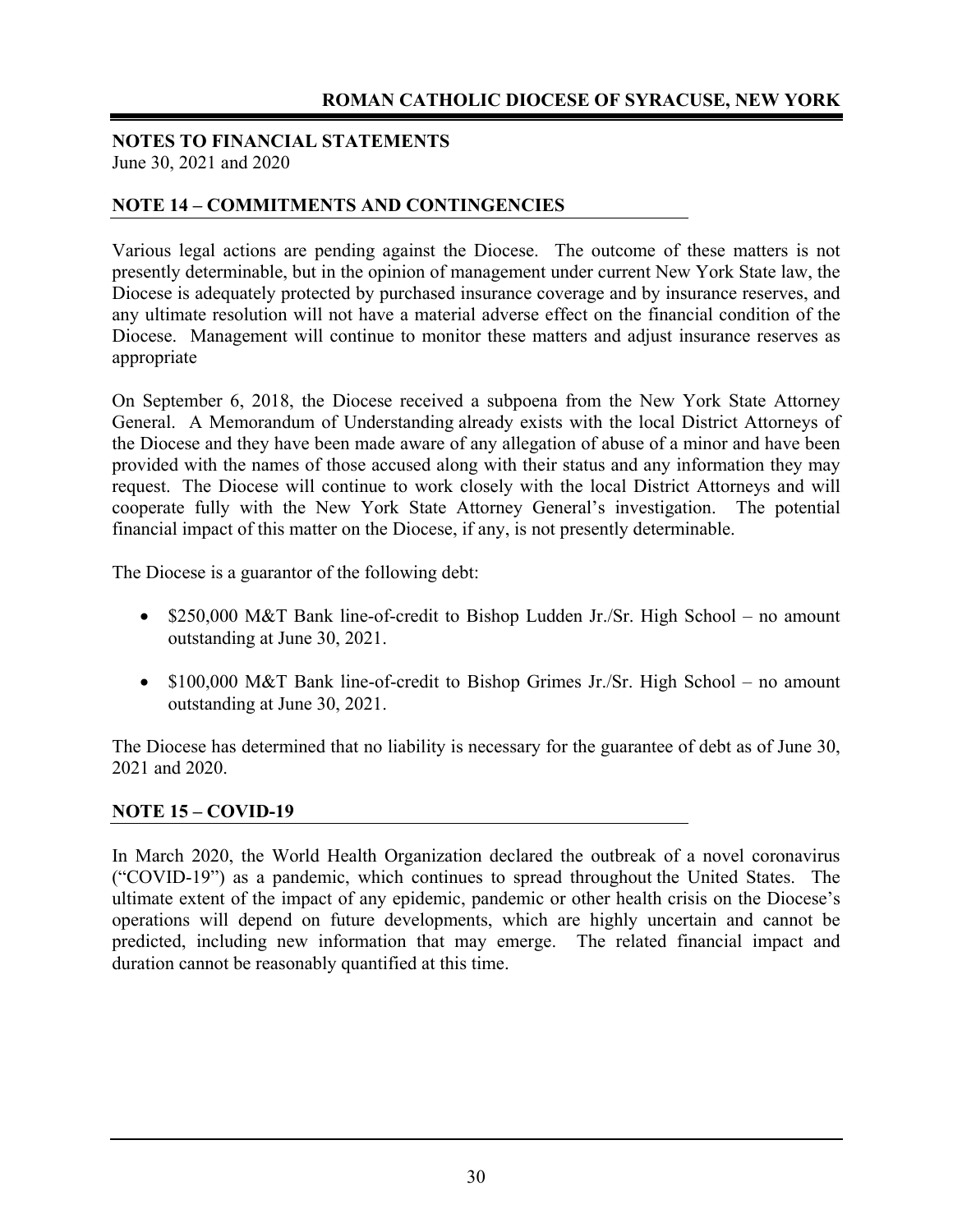## NOTES TO FINANCIAL STATEMENTS

June 30, 2021 and 2020

### NOTE 14 – COMMITMENTS AND CONTINGENCIES

Various legal actions are pending against the Diocese. The outcome of these matters is not presently determinable, but in the opinion of management under current New York State law, the Diocese is adequately protected by purchased insurance coverage and by insurance reserves, and any ultimate resolution will not have a material adverse effect on the financial condition of the Diocese. Management will continue to monitor these matters and adjust insurance reserves as appropriate

On September 6, 2018, the Diocese received a subpoena from the New York State Attorney General. A Memorandum of Understanding already exists with the local District Attorneys of the Diocese and they have been made aware of any allegation of abuse of a minor and have been provided with the names of those accused along with their status and any information they may request. The Diocese will continue to work closely with the local District Attorneys and will cooperate fully with the New York State Attorney General's investigation. The potential financial impact of this matter on the Diocese, if any, is not presently determinable.

The Diocese is a guarantor of the following debt:

- $250,000 M&T Bank line-of-credit to Bishop Ludden Jr./Sr. High School – no amount outstanding at June 30, 2021.
- $100,000 M&T Bank line-of-credit to Bishop Grimes Jr./Sr. High School – no amount outstanding at June 30, 2021.

The Diocese has determined that no liability is necessary for the guarantee of debt as of June 30, 2021 and 2020.

### NOTE 15 – COVID-19

In March 2020, the World Health Organization declared the outbreak of a novel coronavirus ("COVID-19") as a pandemic, which continues to spread throughout the United States. The ultimate extent of the impact of any epidemic, pandemic or other health crisis on the Diocese's operations will depend on future developments, which are highly uncertain and cannot be predicted, including new information that may emerge. The related financial impact and duration cannot be reasonably quantified at this time.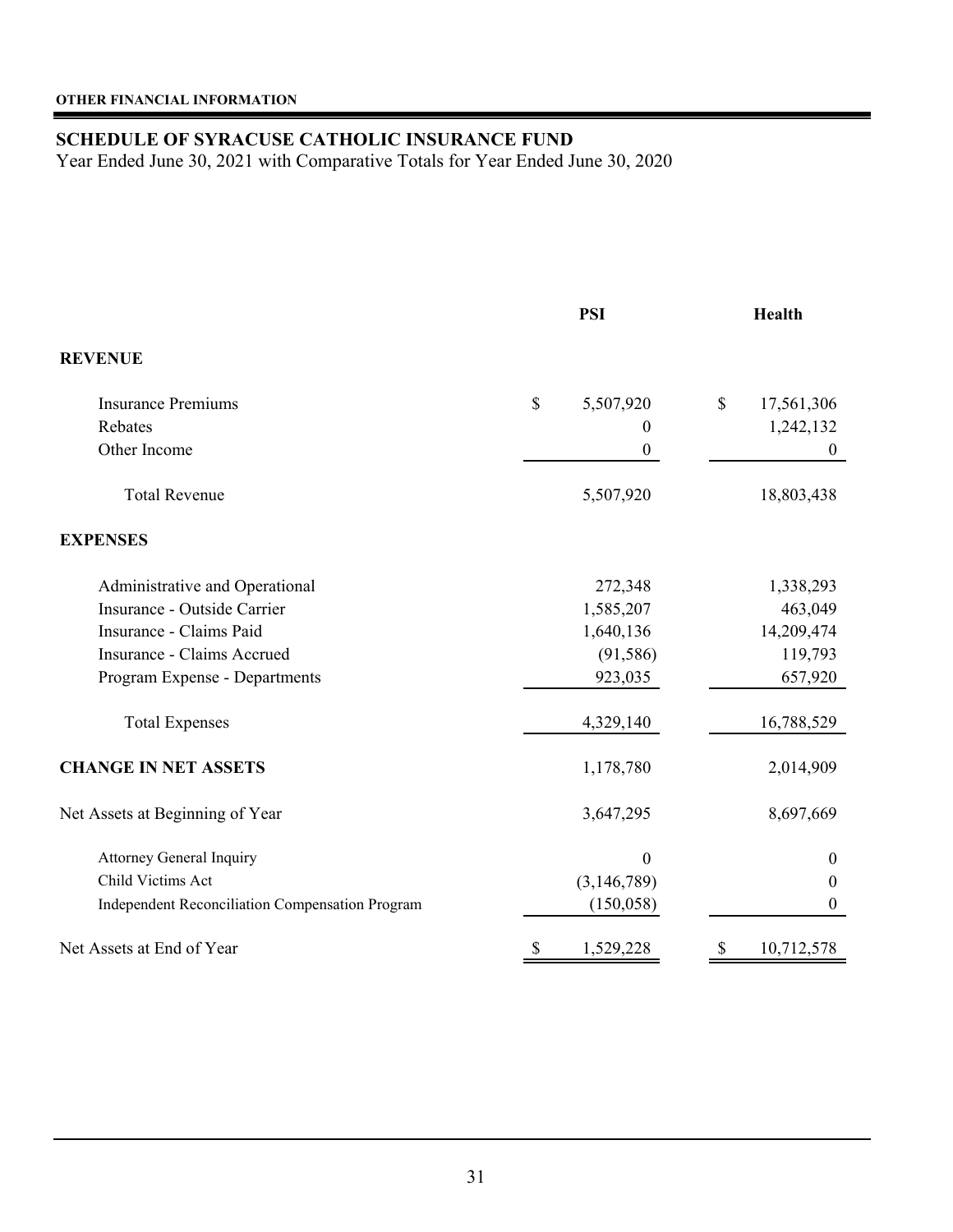**OTHER FINANCIAL INFORMATION**

## SCHEDULE OF SYRACUSE CATHOLIC INSURANCE FUND

Year Ended June 30, 2021 with Comparative Totals for Year Ended June 30, 2020

| | PSI | Health |
|---|---|---|
| **REVENUE** | | |
| Insurance Premiums | $ 5,507,920 | $ 17,561,306 |
| Rebates | 0 | 1,242,132 |
| Other Income | 0 | 0 |
| Total Revenue | 5,507,920 | 18,803,438 |
| **EXPENSES** | | |
| Administrative and Operational | 272,348 | 1,338,293 |
| Insurance - Outside Carrier | 1,585,207 | 463,049 |
| Insurance - Claims Paid | 1,640,136 | 14,209,474 |
| Insurance - Claims Accrued | (91,586) | 119,793 |
| Program Expense - Departments | 923,035 | 657,920 |
| Total Expenses | 4,329,140 | 16,788,529 |
| **CHANGE IN NET ASSETS** | 1,178,780 | 2,014,909 |
| Net Assets at Beginning of Year | 3,647,295 | 8,697,669 |
| Attorney General Inquiry | 0 | 0 |
| Child Victims Act | (3,146,789) | 0 |
| Independent Reconciliation Compensation Program | (150,058) | 0 |
| Net Assets at End of Year | $ 1,529,228 | $ 10,712,578 |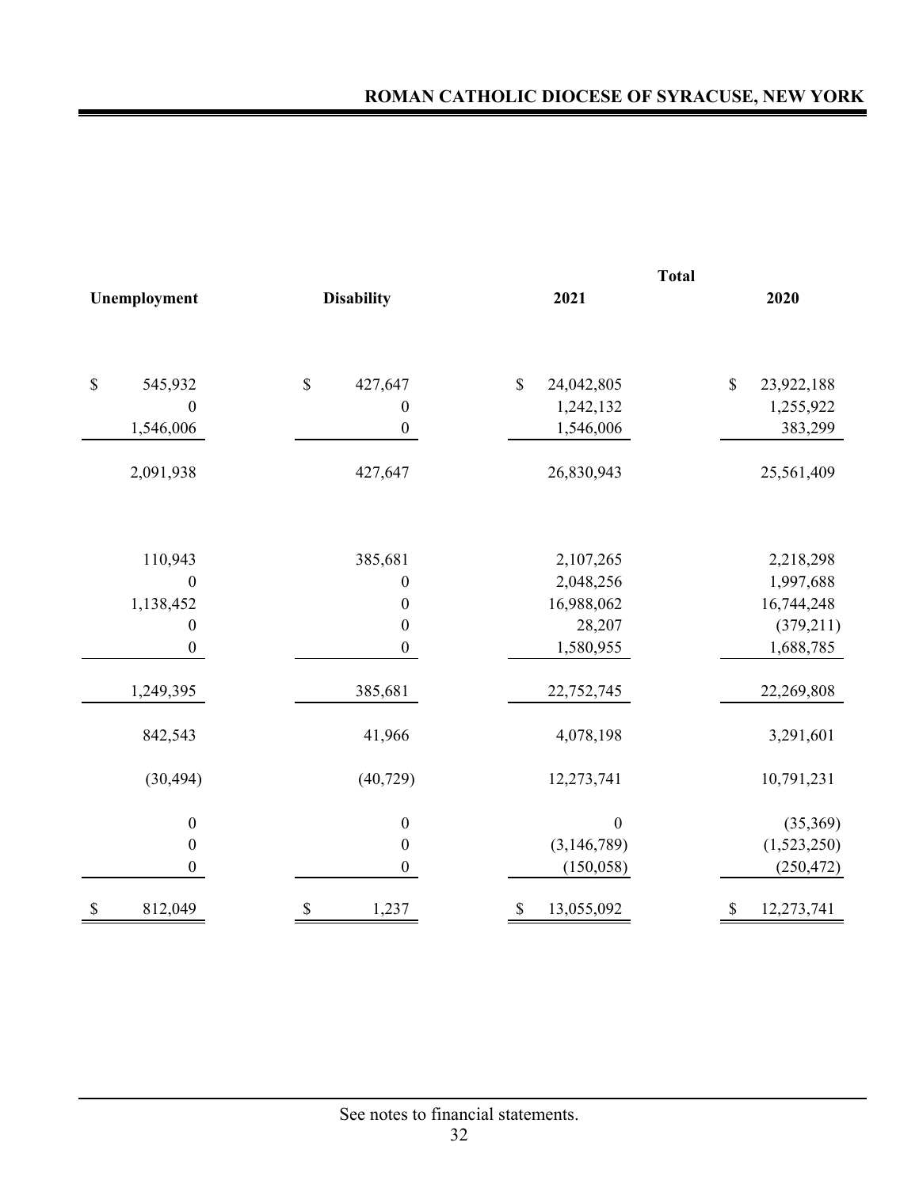| Unemployment | Disability | Total 2021 | Total 2020 |
|---|---|---|---|
| $ 545,932 | $ 427,647 | $ 24,042,805 | $ 23,922,188 |
| 0 | 0 | 1,242,132 | 1,255,922 |
| 1,546,006 | 0 | 1,546,006 | 383,299 |
| 2,091,938 | 427,647 | 26,830,943 | 25,561,409 |
| | | | |
| 110,943 | 385,681 | 2,107,265 | 2,218,298 |
| 0 | 0 | 2,048,256 | 1,997,688 |
| 1,138,452 | 0 | 16,988,062 | 16,744,248 |
| 0 | 0 | 28,207 | (379,211) |
| 0 | 0 | 1,580,955 | 1,688,785 |
| 1,249,395 | 385,681 | 22,752,745 | 22,269,808 |
| 842,543 | 41,966 | 4,078,198 | 3,291,601 |
| (30,494) | (40,729) | 12,273,741 | 10,791,231 |
| 0 | 0 | 0 | (35,369) |
| 0 | 0 | (3,146,789) | (1,523,250) |
| 0 | 0 | (150,058) | (250,472) |
| $ 812,049 | $ 1,237 | $ 13,055,092 | $ 12,273,741 |

See notes to financial statements.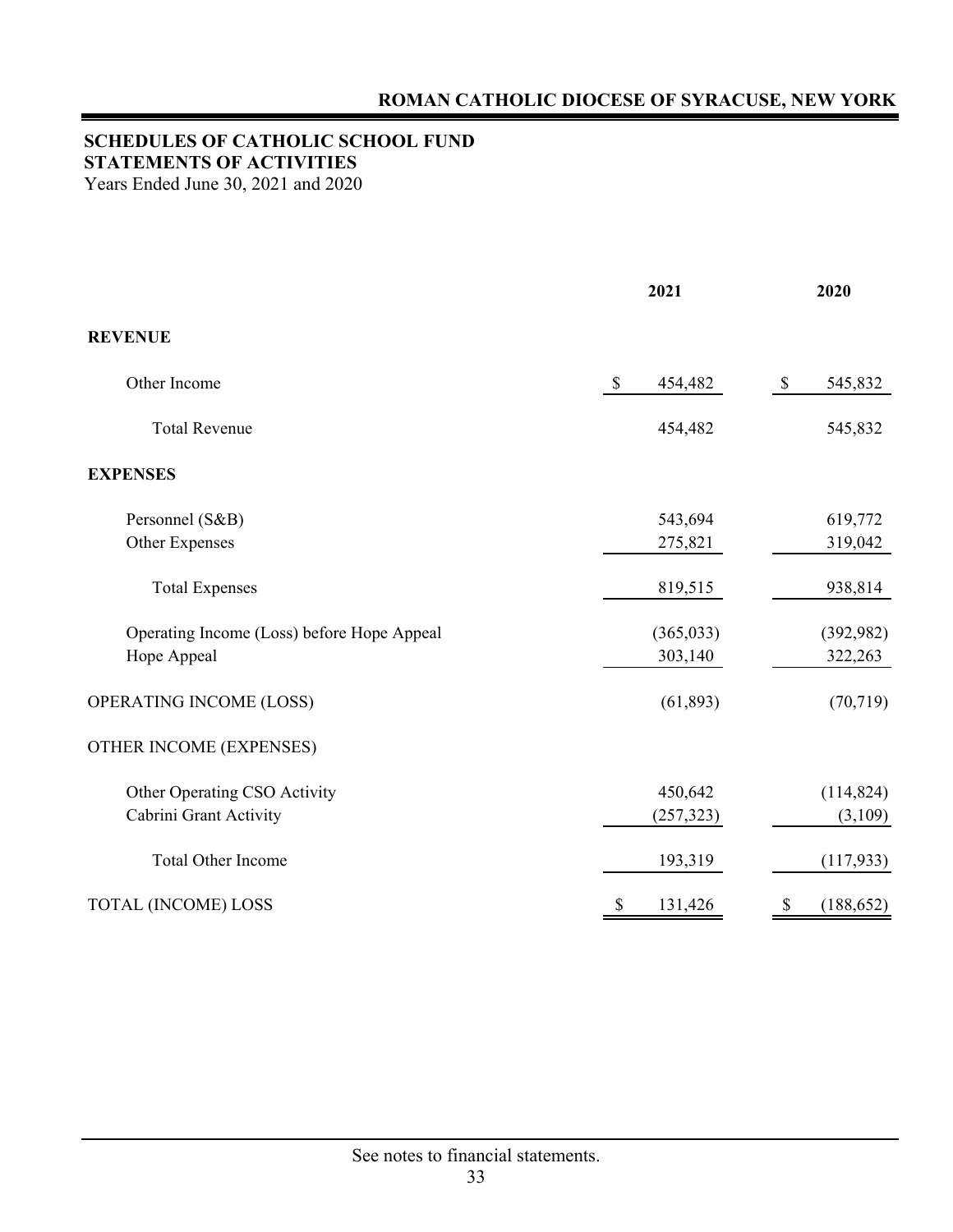# ROMAN CATHOLIC DIOCESE OF SYRACUSE, NEW YORK

## SCHEDULES OF CATHOLIC SCHOOL FUND
## STATEMENTS OF ACTIVITIES

Years Ended June 30, 2021 and 2020

| | 2021 | 2020 |
|---|---|---|
| **REVENUE** | | |
| Other Income | $ 454,482 | $ 545,832 |
| Total Revenue | 454,482 | 545,832 |
| **EXPENSES** | | |
| Personnel (S&B) | 543,694 | 619,772 |
| Other Expenses | 275,821 | 319,042 |
| Total Expenses | 819,515 | 938,814 |
| Operating Income (Loss) before Hope Appeal | (365,033) | (392,982) |
| Hope Appeal | 303,140 | 322,263 |
| OPERATING INCOME (LOSS) | (61,893) | (70,719) |
| OTHER INCOME (EXPENSES) | | |
| Other Operating CSO Activity | 450,642 | (114,824) |
| Cabrini Grant Activity | (257,323) | (3,109) |
| Total Other Income | 193,319 | (117,933) |
| TOTAL (INCOME) LOSS | $ 131,426 | $ (188,652) |

See notes to financial statements.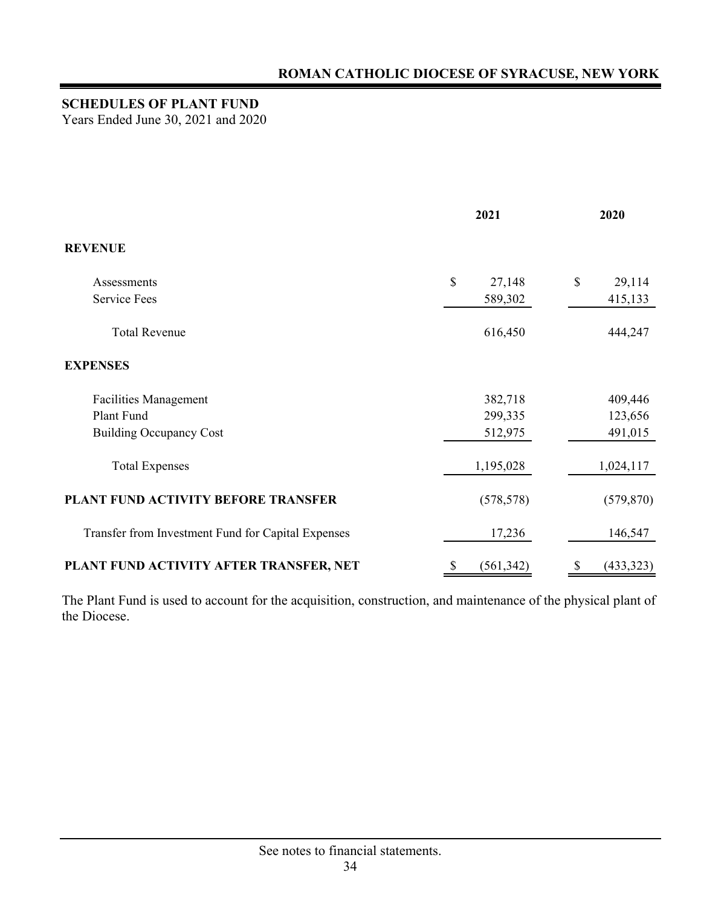# ROMAN CATHOLIC DIOCESE OF SYRACUSE, NEW YORK

## SCHEDULES OF PLANT FUND

Years Ended June 30, 2021 and 2020

| | 2021 | 2020 |
|---|---|---|
| **REVENUE** | | |
| Assessments | $ 27,148 | $ 29,114 |
| Service Fees | 589,302 | 415,133 |
| Total Revenue | 616,450 | 444,247 |
| **EXPENSES** | | |
| Facilities Management | 382,718 | 409,446 |
| Plant Fund | 299,335 | 123,656 |
| Building Occupancy Cost | 512,975 | 491,015 |
| Total Expenses | 1,195,028 | 1,024,117 |
| **PLANT FUND ACTIVITY BEFORE TRANSFER** | (578,578) | (579,870) |
| Transfer from Investment Fund for Capital Expenses | 17,236 | 146,547 |
| **PLANT FUND ACTIVITY AFTER TRANSFER, NET** | $ (561,342) | $ (433,323) |

The Plant Fund is used to account for the acquisition, construction, and maintenance of the physical plant of the Diocese.

See notes to financial statements.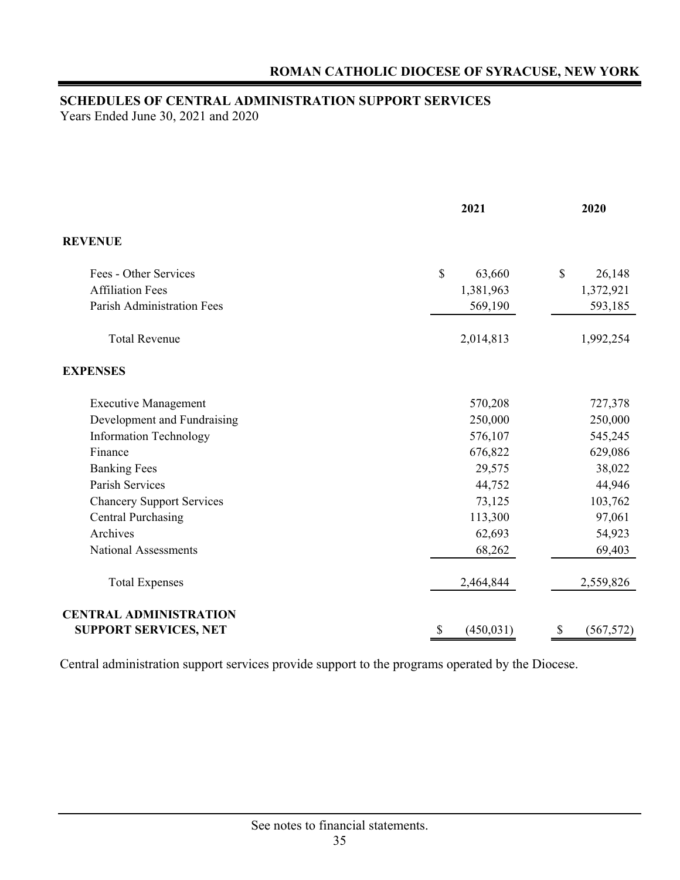## SCHEDULES OF CENTRAL ADMINISTRATION SUPPORT SERVICES

Years Ended June 30, 2021 and 2020

| | 2021 | 2020 |
|---|---|---|
| **REVENUE** | | |
| Fees - Other Services | $ 63,660 | $ 26,148 |
| Affiliation Fees | 1,381,963 | 1,372,921 |
| Parish Administration Fees | 569,190 | 593,185 |
| Total Revenue | 2,014,813 | 1,992,254 |
| **EXPENSES** | | |
| Executive Management | 570,208 | 727,378 |
| Development and Fundraising | 250,000 | 250,000 |
| Information Technology | 576,107 | 545,245 |
| Finance | 676,822 | 629,086 |
| Banking Fees | 29,575 | 38,022 |
| Parish Services | 44,752 | 44,946 |
| Chancery Support Services | 73,125 | 103,762 |
| Central Purchasing | 113,300 | 97,061 |
| Archives | 62,693 | 54,923 |
| National Assessments | 68,262 | 69,403 |
| Total Expenses | 2,464,844 | 2,559,826 |
| **CENTRAL ADMINISTRATION SUPPORT SERVICES, NET** | $ (450,031) | $ (567,572) |

Central administration support services provide support to the programs operated by the Diocese.

See notes to financial statements.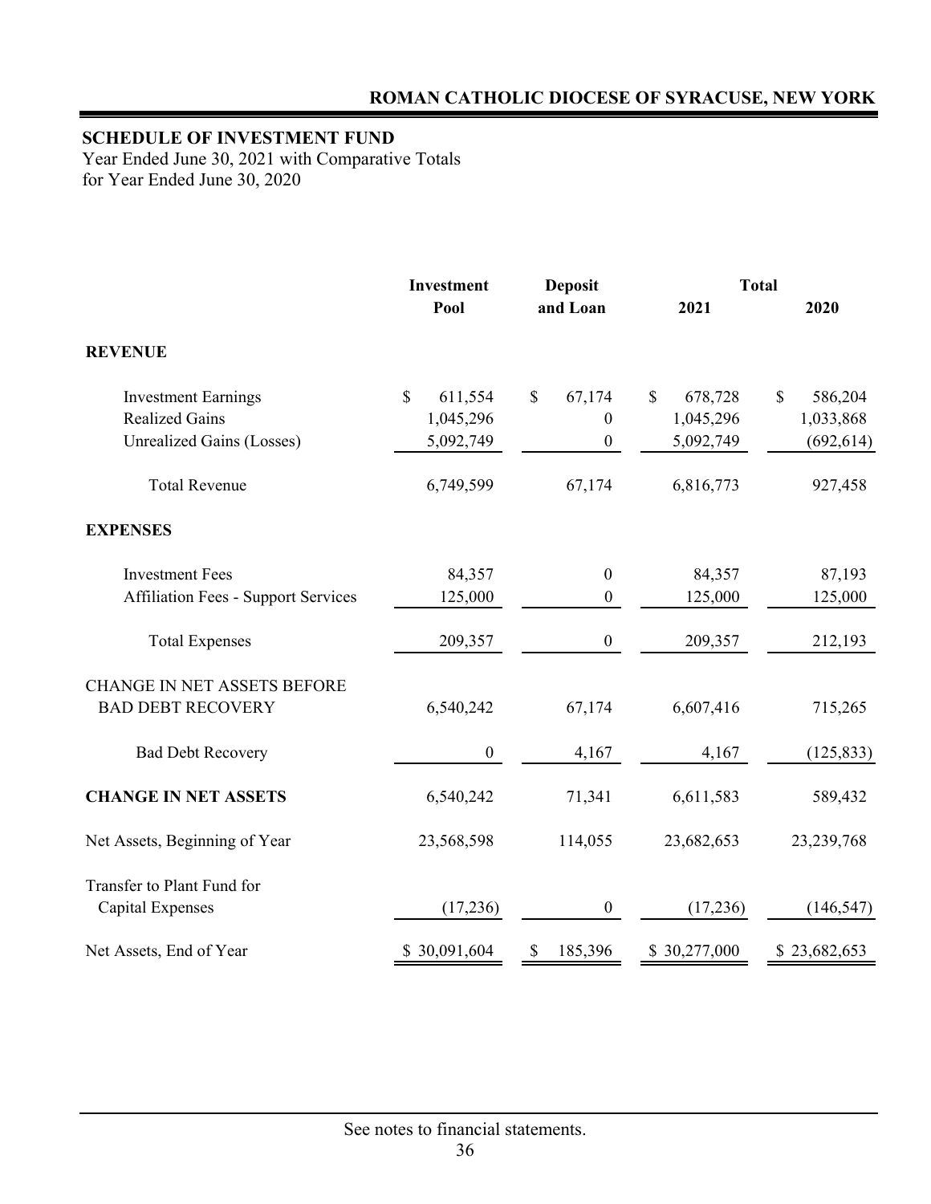## SCHEDULE OF INVESTMENT FUND

Year Ended June 30, 2021 with Comparative Totals
for Year Ended June 30, 2020

| | Investment Pool | Deposit and Loan | Total 2021 | Total 2020 |
|---|---|---|---|---|
| **REVENUE** | | | | |
| Investment Earnings | $ 611,554 | $ 67,174 | $ 678,728 | $ 586,204 |
| Realized Gains | 1,045,296 | 0 | 1,045,296 | 1,033,868 |
| Unrealized Gains (Losses) | 5,092,749 | 0 | 5,092,749 | (692,614) |
| Total Revenue | 6,749,599 | 67,174 | 6,816,773 | 927,458 |
| **EXPENSES** | | | | |
| Investment Fees | 84,357 | 0 | 84,357 | 87,193 |
| Affiliation Fees - Support Services | 125,000 | 0 | 125,000 | 125,000 |
| Total Expenses | 209,357 | 0 | 209,357 | 212,193 |
| CHANGE IN NET ASSETS BEFORE BAD DEBT RECOVERY | 6,540,242 | 67,174 | 6,607,416 | 715,265 |
| Bad Debt Recovery | 0 | 4,167 | 4,167 | (125,833) |
| **CHANGE IN NET ASSETS** | 6,540,242 | 71,341 | 6,611,583 | 589,432 |
| Net Assets, Beginning of Year | 23,568,598 | 114,055 | 23,682,653 | 23,239,768 |
| Transfer to Plant Fund for Capital Expenses | (17,236) | 0 | (17,236) | (146,547) |
| Net Assets, End of Year | $ 30,091,604 | $ 185,396 | $ 30,277,000 | $ 23,682,653 |

See notes to financial statements.